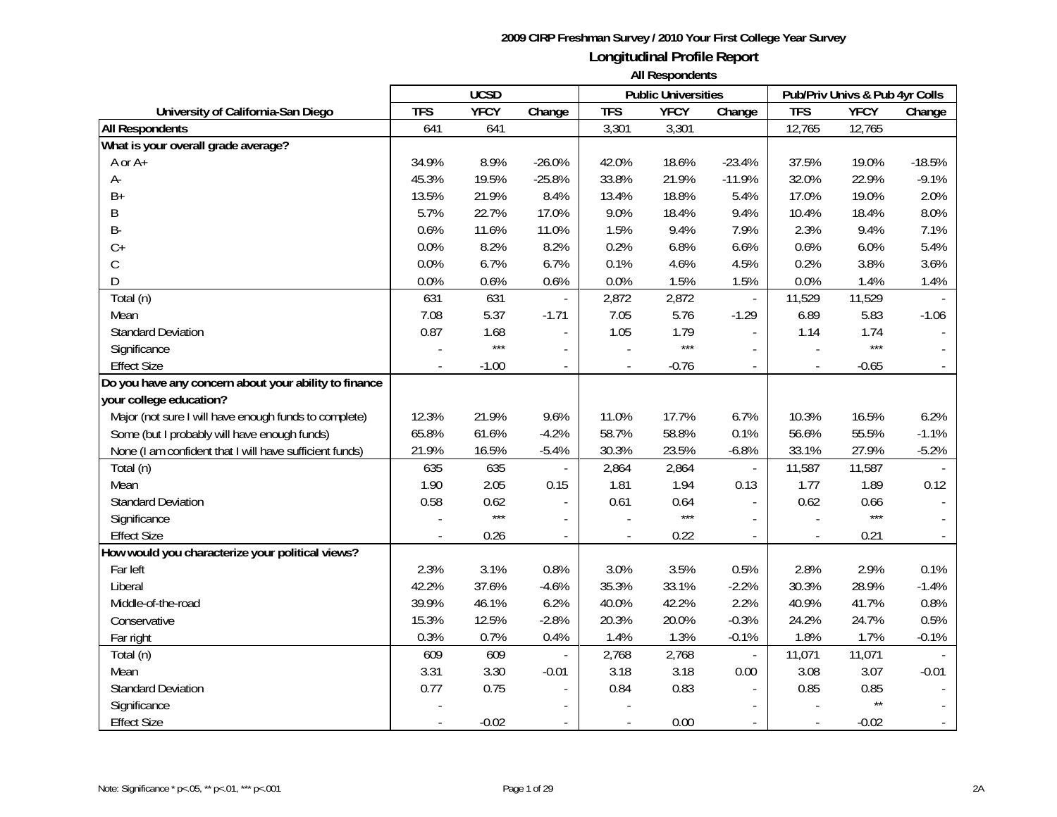**2009 CIRP Freshman Survey / 2010 Your First College Year Survey**

# Longitudinal Profile Report

**All Respondents**

| University of California-San Diego | UCSD | | | Public Universities | | | Pub/Priv Univs & Pub 4yr Colls | | |
|---|---|---|---|---|---|---|---|---|---|
| | TFS | YFCY | Change | TFS | YFCY | Change | TFS | YFCY | Change |
| **All Respondents** | 641 | 641 | | 3,301 | 3,301 | | 12,765 | 12,765 | |
| **What is your overall grade average?** | | | | | | | | | |
| A or A+ | 34.9% | 8.9% | -26.0% | 42.0% | 18.6% | -23.4% | 37.5% | 19.0% | -18.5% |
| A- | 45.3% | 19.5% | -25.8% | 33.8% | 21.9% | -11.9% | 32.0% | 22.9% | -9.1% |
| B+ | 13.5% | 21.9% | 8.4% | 13.4% | 18.8% | 5.4% | 17.0% | 19.0% | 2.0% |
| B | 5.7% | 22.7% | 17.0% | 9.0% | 18.4% | 9.4% | 10.4% | 18.4% | 8.0% |
| B- | 0.6% | 11.6% | 11.0% | 1.5% | 9.4% | 7.9% | 2.3% | 9.4% | 7.1% |
| C+ | 0.0% | 8.2% | 8.2% | 0.2% | 6.8% | 6.6% | 0.6% | 6.0% | 5.4% |
| C | 0.0% | 6.7% | 6.7% | 0.1% | 4.6% | 4.5% | 0.2% | 3.8% | 3.6% |
| D | 0.0% | 0.6% | 0.6% | 0.0% | 1.5% | 1.5% | 0.0% | 1.4% | 1.4% |
| Total (n) | 631 | 631 | - | 2,872 | 2,872 | - | 11,529 | 11,529 | - |
| Mean | 7.08 | 5.37 | -1.71 | 7.05 | 5.76 | -1.29 | 6.89 | 5.83 | -1.06 |
| Standard Deviation | 0.87 | 1.68 | - | 1.05 | 1.79 | - | 1.14 | 1.74 | - |
| Significance | - | *** | - | - | *** | - | - | *** | - |
| Effect Size | - | -1.00 | - | - | -0.76 | - | - | -0.65 | - |
| **Do you have any concern about your ability to finance your college education?** | | | | | | | | | |
| Major (not sure I will have enough funds to complete) | 12.3% | 21.9% | 9.6% | 11.0% | 17.7% | 6.7% | 10.3% | 16.5% | 6.2% |
| Some (but I probably will have enough funds) | 65.8% | 61.6% | -4.2% | 58.7% | 58.8% | 0.1% | 56.6% | 55.5% | -1.1% |
| None (I am confident that I will have sufficient funds) | 21.9% | 16.5% | -5.4% | 30.3% | 23.5% | -6.8% | 33.1% | 27.9% | -5.2% |
| Total (n) | 635 | 635 | - | 2,864 | 2,864 | - | 11,587 | 11,587 | - |
| Mean | 1.90 | 2.05 | 0.15 | 1.81 | 1.94 | 0.13 | 1.77 | 1.89 | 0.12 |
| Standard Deviation | 0.58 | 0.62 | - | 0.61 | 0.64 | - | 0.62 | 0.66 | - |
| Significance | - | *** | - | - | *** | - | - | *** | - |
| Effect Size | - | 0.26 | - | - | 0.22 | - | - | 0.21 | - |
| **How would you characterize your political views?** | | | | | | | | | |
| Far left | 2.3% | 3.1% | 0.8% | 3.0% | 3.5% | 0.5% | 2.8% | 2.9% | 0.1% |
| Liberal | 42.2% | 37.6% | -4.6% | 35.3% | 33.1% | -2.2% | 30.3% | 28.9% | -1.4% |
| Middle-of-the-road | 39.9% | 46.1% | 6.2% | 40.0% | 42.2% | 2.2% | 40.9% | 41.7% | 0.8% |
| Conservative | 15.3% | 12.5% | -2.8% | 20.3% | 20.0% | -0.3% | 24.2% | 24.7% | 0.5% |
| Far right | 0.3% | 0.7% | 0.4% | 1.4% | 1.3% | -0.1% | 1.8% | 1.7% | -0.1% |
| Total (n) | 609 | 609 | - | 2,768 | 2,768 | - | 11,071 | 11,071 | - |
| Mean | 3.31 | 3.30 | -0.01 | 3.18 | 3.18 | 0.00 | 3.08 | 3.07 | -0.01 |
| Standard Deviation | 0.77 | 0.75 | - | 0.84 | 0.83 | - | 0.85 | 0.85 | - |
| Significance | - | | - | - | | - | - | ** | - |
| Effect Size | - | -0.02 | - | - | 0.00 | - | - | -0.02 | - |

Note: Significance * p<.05, ** p<.01, *** p<.001

2A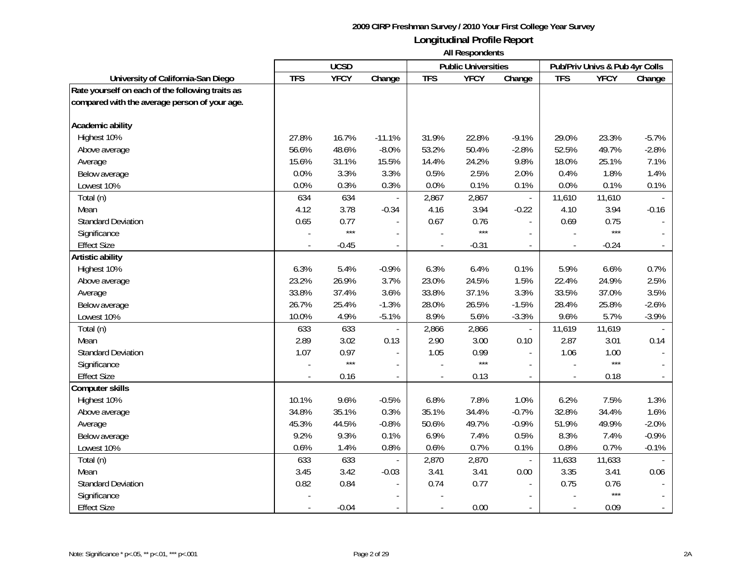**2009 CIRP Freshman Survey / 2010 Your First College Year Survey**

**Longitudinal Profile Report**

**All Respondents**

| University of California-San Diego | UCSD | | | Public Universities | | | Pub/Priv Univs & Pub 4yr Colls | | |
|---|---|---|---|---|---|---|---|---|---|
| | TFS | YFCY | Change | TFS | YFCY | Change | TFS | YFCY | Change |
| **Rate yourself on each of the following traits as compared with the average person of your age.** | | | | | | | | | |
| **Academic ability** | | | | | | | | | |
| Highest 10% | 27.8% | 16.7% | -11.1% | 31.9% | 22.8% | -9.1% | 29.0% | 23.3% | -5.7% |
| Above average | 56.6% | 48.6% | -8.0% | 53.2% | 50.4% | -2.8% | 52.5% | 49.7% | -2.8% |
| Average | 15.6% | 31.1% | 15.5% | 14.4% | 24.2% | 9.8% | 18.0% | 25.1% | 7.1% |
| Below average | 0.0% | 3.3% | 3.3% | 0.5% | 2.5% | 2.0% | 0.4% | 1.8% | 1.4% |
| Lowest 10% | 0.0% | 0.3% | 0.3% | 0.0% | 0.1% | 0.1% | 0.0% | 0.1% | 0.1% |
| Total (n) | 634 | 634 | - | 2,867 | 2,867 | - | 11,610 | 11,610 | - |
| Mean | 4.12 | 3.78 | -0.34 | 4.16 | 3.94 | -0.22 | 4.10 | 3.94 | -0.16 |
| Standard Deviation | 0.65 | 0.77 | - | 0.67 | 0.76 | - | 0.69 | 0.75 | - |
| Significance | - | *** | - | - | *** | - | - | *** | - |
| Effect Size | - | -0.45 | - | - | -0.31 | - | - | -0.24 | - |
| **Artistic ability** | | | | | | | | | |
| Highest 10% | 6.3% | 5.4% | -0.9% | 6.3% | 6.4% | 0.1% | 5.9% | 6.6% | 0.7% |
| Above average | 23.2% | 26.9% | 3.7% | 23.0% | 24.5% | 1.5% | 22.4% | 24.9% | 2.5% |
| Average | 33.8% | 37.4% | 3.6% | 33.8% | 37.1% | 3.3% | 33.5% | 37.0% | 3.5% |
| Below average | 26.7% | 25.4% | -1.3% | 28.0% | 26.5% | -1.5% | 28.4% | 25.8% | -2.6% |
| Lowest 10% | 10.0% | 4.9% | -5.1% | 8.9% | 5.6% | -3.3% | 9.6% | 5.7% | -3.9% |
| Total (n) | 633 | 633 | - | 2,866 | 2,866 | - | 11,619 | 11,619 | - |
| Mean | 2.89 | 3.02 | 0.13 | 2.90 | 3.00 | 0.10 | 2.87 | 3.01 | 0.14 |
| Standard Deviation | 1.07 | 0.97 | - | 1.05 | 0.99 | - | 1.06 | 1.00 | - |
| Significance | - | *** | - | - | *** | - | - | *** | - |
| Effect Size | - | 0.16 | - | - | 0.13 | - | - | 0.18 | - |
| **Computer skills** | | | | | | | | | |
| Highest 10% | 10.1% | 9.6% | -0.5% | 6.8% | 7.8% | 1.0% | 6.2% | 7.5% | 1.3% |
| Above average | 34.8% | 35.1% | 0.3% | 35.1% | 34.4% | -0.7% | 32.8% | 34.4% | 1.6% |
| Average | 45.3% | 44.5% | -0.8% | 50.6% | 49.7% | -0.9% | 51.9% | 49.9% | -2.0% |
| Below average | 9.2% | 9.3% | 0.1% | 6.9% | 7.4% | 0.5% | 8.3% | 7.4% | -0.9% |
| Lowest 10% | 0.6% | 1.4% | 0.8% | 0.6% | 0.7% | 0.1% | 0.8% | 0.7% | -0.1% |
| Total (n) | 633 | 633 | - | 2,870 | 2,870 | - | 11,633 | 11,633 | - |
| Mean | 3.45 | 3.42 | -0.03 | 3.41 | 3.41 | 0.00 | 3.35 | 3.41 | 0.06 |
| Standard Deviation | 0.82 | 0.84 | - | 0.74 | 0.77 | - | 0.75 | 0.76 | - |
| Significance | - | | - | - | | - | - | *** | - |
| Effect Size | - | -0.04 | - | - | 0.00 | - | - | 0.09 | - |

Note: Significance * p<.05, ** p<.01, *** p<.001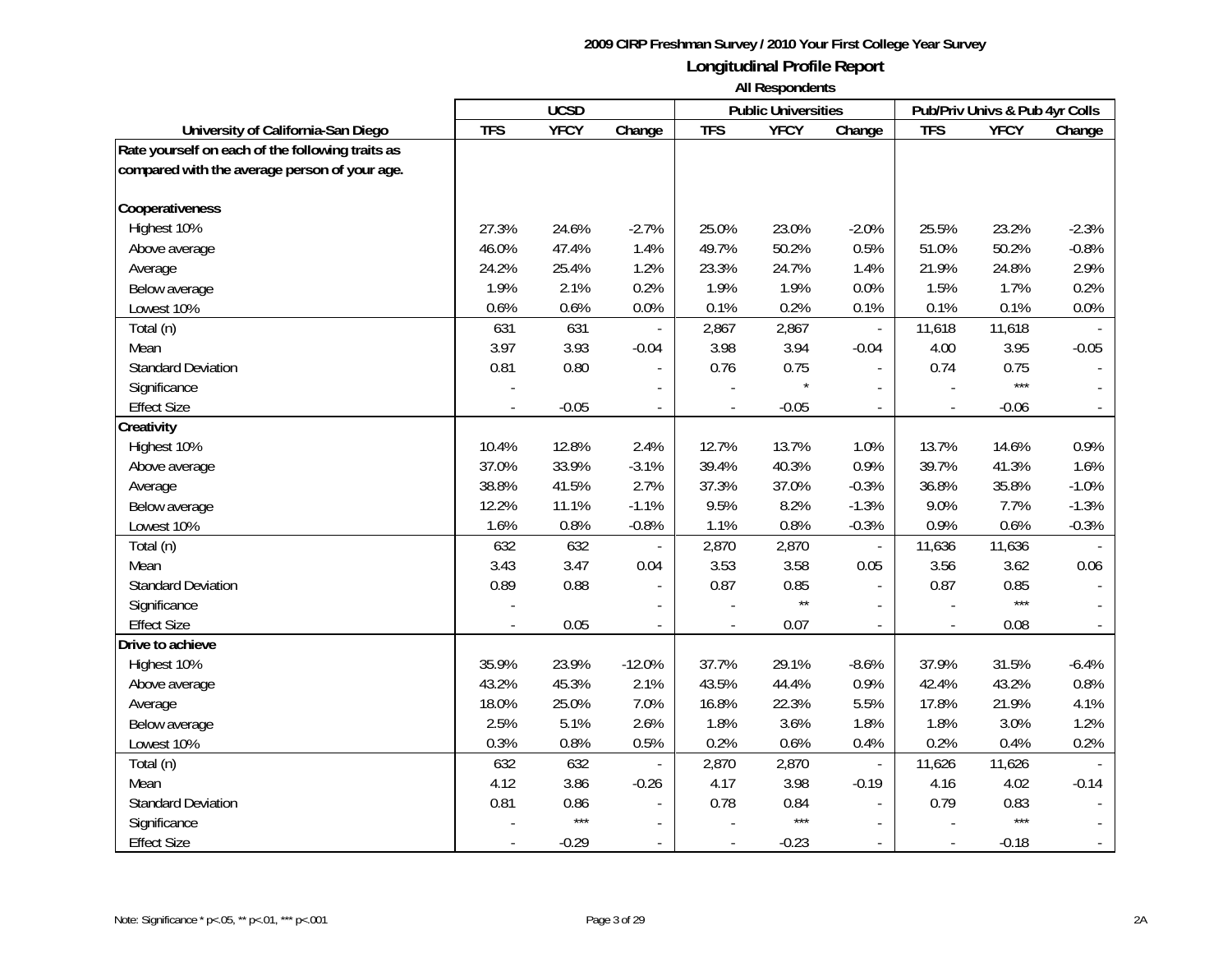**2009 CIRP Freshman Survey / 2010 Your First College Year Survey**

**Longitudinal Profile Report**

**All Respondents**

| University of California-San Diego | UCSD | | | Public Universities | | | Pub/Priv Univs & Pub 4yr Colls | | |
|---|---|---|---|---|---|---|---|---|---|
| | TFS | YFCY | Change | TFS | YFCY | Change | TFS | YFCY | Change |
| **Rate yourself on each of the following traits as compared with the average person of your age.** | | | | | | | | | |
| **Cooperativeness** | | | | | | | | | |
| Highest 10% | 27.3% | 24.6% | -2.7% | 25.0% | 23.0% | -2.0% | 25.5% | 23.2% | -2.3% |
| Above average | 46.0% | 47.4% | 1.4% | 49.7% | 50.2% | 0.5% | 51.0% | 50.2% | -0.8% |
| Average | 24.2% | 25.4% | 1.2% | 23.3% | 24.7% | 1.4% | 21.9% | 24.8% | 2.9% |
| Below average | 1.9% | 2.1% | 0.2% | 1.9% | 1.9% | 0.0% | 1.5% | 1.7% | 0.2% |
| Lowest 10% | 0.6% | 0.6% | 0.0% | 0.1% | 0.2% | 0.1% | 0.1% | 0.1% | 0.0% |
| Total (n) | 631 | 631 | - | 2,867 | 2,867 | - | 11,618 | 11,618 | - |
| Mean | 3.97 | 3.93 | -0.04 | 3.98 | 3.94 | -0.04 | 4.00 | 3.95 | -0.05 |
| Standard Deviation | 0.81 | 0.80 | - | 0.76 | 0.75 | - | 0.74 | 0.75 | - |
| Significance | - | | - | - | * | - | - | *** | - |
| Effect Size | - | -0.05 | - | - | -0.05 | - | - | -0.06 | - |
| **Creativity** | | | | | | | | | |
| Highest 10% | 10.4% | 12.8% | 2.4% | 12.7% | 13.7% | 1.0% | 13.7% | 14.6% | 0.9% |
| Above average | 37.0% | 33.9% | -3.1% | 39.4% | 40.3% | 0.9% | 39.7% | 41.3% | 1.6% |
| Average | 38.8% | 41.5% | 2.7% | 37.3% | 37.0% | -0.3% | 36.8% | 35.8% | -1.0% |
| Below average | 12.2% | 11.1% | -1.1% | 9.5% | 8.2% | -1.3% | 9.0% | 7.7% | -1.3% |
| Lowest 10% | 1.6% | 0.8% | -0.8% | 1.1% | 0.8% | -0.3% | 0.9% | 0.6% | -0.3% |
| Total (n) | 632 | 632 | - | 2,870 | 2,870 | - | 11,636 | 11,636 | - |
| Mean | 3.43 | 3.47 | 0.04 | 3.53 | 3.58 | 0.05 | 3.56 | 3.62 | 0.06 |
| Standard Deviation | 0.89 | 0.88 | - | 0.87 | 0.85 | - | 0.87 | 0.85 | - |
| Significance | - | | - | - | ** | - | - | *** | - |
| Effect Size | - | 0.05 | - | - | 0.07 | - | - | 0.08 | - |
| **Drive to achieve** | | | | | | | | | |
| Highest 10% | 35.9% | 23.9% | -12.0% | 37.7% | 29.1% | -8.6% | 37.9% | 31.5% | -6.4% |
| Above average | 43.2% | 45.3% | 2.1% | 43.5% | 44.4% | 0.9% | 42.4% | 43.2% | 0.8% |
| Average | 18.0% | 25.0% | 7.0% | 16.8% | 22.3% | 5.5% | 17.8% | 21.9% | 4.1% |
| Below average | 2.5% | 5.1% | 2.6% | 1.8% | 3.6% | 1.8% | 1.8% | 3.0% | 1.2% |
| Lowest 10% | 0.3% | 0.8% | 0.5% | 0.2% | 0.6% | 0.4% | 0.2% | 0.4% | 0.2% |
| Total (n) | 632 | 632 | - | 2,870 | 2,870 | - | 11,626 | 11,626 | - |
| Mean | 4.12 | 3.86 | -0.26 | 4.17 | 3.98 | -0.19 | 4.16 | 4.02 | -0.14 |
| Standard Deviation | 0.81 | 0.86 | - | 0.78 | 0.84 | - | 0.79 | 0.83 | - |
| Significance | - | *** | - | - | *** | - | - | *** | - |
| Effect Size | - | -0.29 | - | - | -0.23 | - | - | -0.18 | - |

Note: Significance * p<.05, ** p<.01, *** p<.001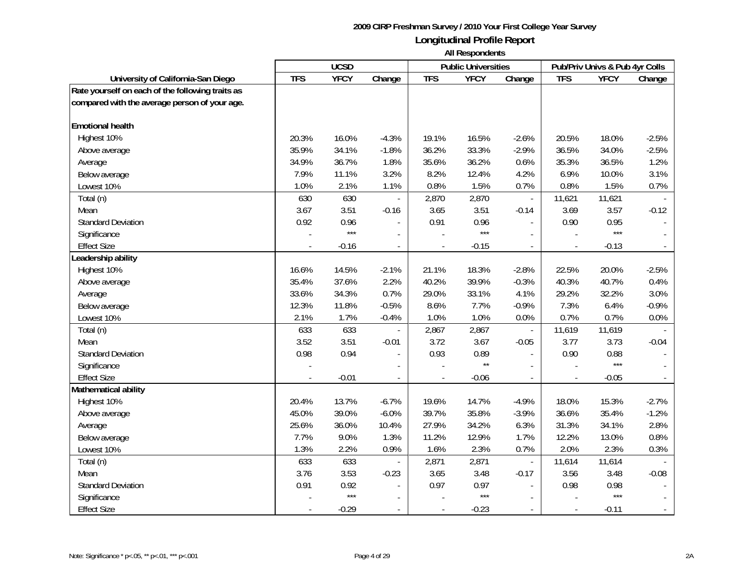**2009 CIRP Freshman Survey / 2010 Your First College Year Survey**

**Longitudinal Profile Report**

**All Respondents**

| University of California-San Diego | UCSD | | | Public Universities | | | Pub/Priv Univs & Pub 4yr Colls | | |
|---|---|---|---|---|---|---|---|---|---|
| | TFS | YFCY | Change | TFS | YFCY | Change | TFS | YFCY | Change |
| **Rate yourself on each of the following traits as compared with the average person of your age.** | | | | | | | | | |
| **Emotional health** | | | | | | | | | |
| Highest 10% | 20.3% | 16.0% | -4.3% | 19.1% | 16.5% | -2.6% | 20.5% | 18.0% | -2.5% |
| Above average | 35.9% | 34.1% | -1.8% | 36.2% | 33.3% | -2.9% | 36.5% | 34.0% | -2.5% |
| Average | 34.9% | 36.7% | 1.8% | 35.6% | 36.2% | 0.6% | 35.3% | 36.5% | 1.2% |
| Below average | 7.9% | 11.1% | 3.2% | 8.2% | 12.4% | 4.2% | 6.9% | 10.0% | 3.1% |
| Lowest 10% | 1.0% | 2.1% | 1.1% | 0.8% | 1.5% | 0.7% | 0.8% | 1.5% | 0.7% |
| Total (n) | 630 | 630 | - | 2,870 | 2,870 | - | 11,621 | 11,621 | - |
| Mean | 3.67 | 3.51 | -0.16 | 3.65 | 3.51 | -0.14 | 3.69 | 3.57 | -0.12 |
| Standard Deviation | 0.92 | 0.96 | - | 0.91 | 0.96 | - | 0.90 | 0.95 | - |
| Significance | - | *** | - | - | *** | - | - | *** | - |
| Effect Size | - | -0.16 | - | - | -0.15 | - | - | -0.13 | - |
| **Leadership ability** | | | | | | | | | |
| Highest 10% | 16.6% | 14.5% | -2.1% | 21.1% | 18.3% | -2.8% | 22.5% | 20.0% | -2.5% |
| Above average | 35.4% | 37.6% | 2.2% | 40.2% | 39.9% | -0.3% | 40.3% | 40.7% | 0.4% |
| Average | 33.6% | 34.3% | 0.7% | 29.0% | 33.1% | 4.1% | 29.2% | 32.2% | 3.0% |
| Below average | 12.3% | 11.8% | -0.5% | 8.6% | 7.7% | -0.9% | 7.3% | 6.4% | -0.9% |
| Lowest 10% | 2.1% | 1.7% | -0.4% | 1.0% | 1.0% | 0.0% | 0.7% | 0.7% | 0.0% |
| Total (n) | 633 | 633 | - | 2,867 | 2,867 | - | 11,619 | 11,619 | - |
| Mean | 3.52 | 3.51 | -0.01 | 3.72 | 3.67 | -0.05 | 3.77 | 3.73 | -0.04 |
| Standard Deviation | 0.98 | 0.94 | - | 0.93 | 0.89 | - | 0.90 | 0.88 | - |
| Significance | - | | - | - | ** | - | - | *** | - |
| Effect Size | - | -0.01 | - | - | -0.06 | - | - | -0.05 | - |
| **Mathematical ability** | | | | | | | | | |
| Highest 10% | 20.4% | 13.7% | -6.7% | 19.6% | 14.7% | -4.9% | 18.0% | 15.3% | -2.7% |
| Above average | 45.0% | 39.0% | -6.0% | 39.7% | 35.8% | -3.9% | 36.6% | 35.4% | -1.2% |
| Average | 25.6% | 36.0% | 10.4% | 27.9% | 34.2% | 6.3% | 31.3% | 34.1% | 2.8% |
| Below average | 7.7% | 9.0% | 1.3% | 11.2% | 12.9% | 1.7% | 12.2% | 13.0% | 0.8% |
| Lowest 10% | 1.3% | 2.2% | 0.9% | 1.6% | 2.3% | 0.7% | 2.0% | 2.3% | 0.3% |
| Total (n) | 633 | 633 | - | 2,871 | 2,871 | - | 11,614 | 11,614 | - |
| Mean | 3.76 | 3.53 | -0.23 | 3.65 | 3.48 | -0.17 | 3.56 | 3.48 | -0.08 |
| Standard Deviation | 0.91 | 0.92 | - | 0.97 | 0.97 | - | 0.98 | 0.98 | - |
| Significance | - | *** | - | - | *** | - | - | *** | - |
| Effect Size | - | -0.29 | - | - | -0.23 | - | - | -0.11 | - |

Note: Significance * p<.05, ** p<.01, *** p<.001

2A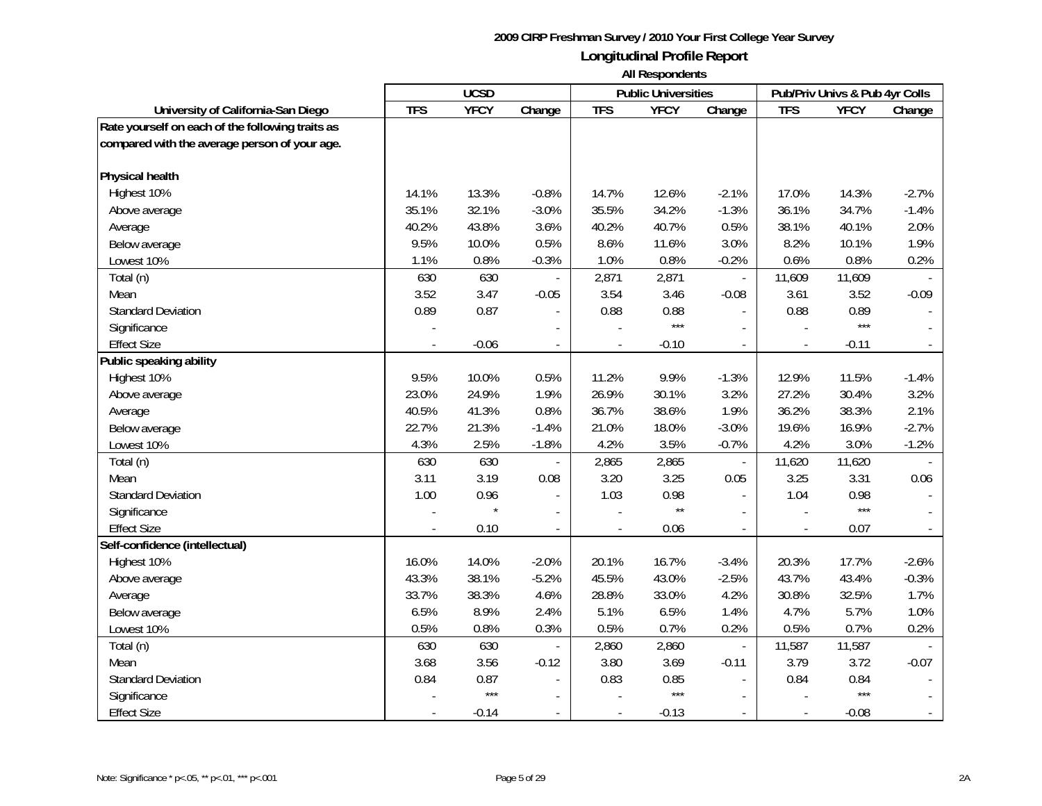**2009 CIRP Freshman Survey / 2010 Your First College Year Survey**

## Longitudinal Profile Report

**All Respondents**

| University of California-San Diego | UCSD | | | Public Universities | | | Pub/Priv Univs & Pub 4yr Colls | | |
|---|---|---|---|---|---|---|---|---|---|
| | TFS | YFCY | Change | TFS | YFCY | Change | TFS | YFCY | Change |
| **Rate yourself on each of the following traits as compared with the average person of your age.** | | | | | | | | | |
| **Physical health** | | | | | | | | | |
| Highest 10% | 14.1% | 13.3% | -0.8% | 14.7% | 12.6% | -2.1% | 17.0% | 14.3% | -2.7% |
| Above average | 35.1% | 32.1% | -3.0% | 35.5% | 34.2% | -1.3% | 36.1% | 34.7% | -1.4% |
| Average | 40.2% | 43.8% | 3.6% | 40.2% | 40.7% | 0.5% | 38.1% | 40.1% | 2.0% |
| Below average | 9.5% | 10.0% | 0.5% | 8.6% | 11.6% | 3.0% | 8.2% | 10.1% | 1.9% |
| Lowest 10% | 1.1% | 0.8% | -0.3% | 1.0% | 0.8% | -0.2% | 0.6% | 0.8% | 0.2% |
| Total (n) | 630 | 630 | - | 2,871 | 2,871 | - | 11,609 | 11,609 | - |
| Mean | 3.52 | 3.47 | -0.05 | 3.54 | 3.46 | -0.08 | 3.61 | 3.52 | -0.09 |
| Standard Deviation | 0.89 | 0.87 | - | 0.88 | 0.88 | - | 0.88 | 0.89 | - |
| Significance | - | | - | - | *** | - | - | *** | - |
| Effect Size | - | -0.06 | - | - | -0.10 | - | - | -0.11 | - |
| **Public speaking ability** | | | | | | | | | |
| Highest 10% | 9.5% | 10.0% | 0.5% | 11.2% | 9.9% | -1.3% | 12.9% | 11.5% | -1.4% |
| Above average | 23.0% | 24.9% | 1.9% | 26.9% | 30.1% | 3.2% | 27.2% | 30.4% | 3.2% |
| Average | 40.5% | 41.3% | 0.8% | 36.7% | 38.6% | 1.9% | 36.2% | 38.3% | 2.1% |
| Below average | 22.7% | 21.3% | -1.4% | 21.0% | 18.0% | -3.0% | 19.6% | 16.9% | -2.7% |
| Lowest 10% | 4.3% | 2.5% | -1.8% | 4.2% | 3.5% | -0.7% | 4.2% | 3.0% | -1.2% |
| Total (n) | 630 | 630 | - | 2,865 | 2,865 | - | 11,620 | 11,620 | - |
| Mean | 3.11 | 3.19 | 0.08 | 3.20 | 3.25 | 0.05 | 3.25 | 3.31 | 0.06 |
| Standard Deviation | 1.00 | 0.96 | - | 1.03 | 0.98 | - | 1.04 | 0.98 | - |
| Significance | - | * | - | - | ** | - | - | *** | - |
| Effect Size | - | 0.10 | - | - | 0.06 | - | - | 0.07 | - |
| **Self-confidence (intellectual)** | | | | | | | | | |
| Highest 10% | 16.0% | 14.0% | -2.0% | 20.1% | 16.7% | -3.4% | 20.3% | 17.7% | -2.6% |
| Above average | 43.3% | 38.1% | -5.2% | 45.5% | 43.0% | -2.5% | 43.7% | 43.4% | -0.3% |
| Average | 33.7% | 38.3% | 4.6% | 28.8% | 33.0% | 4.2% | 30.8% | 32.5% | 1.7% |
| Below average | 6.5% | 8.9% | 2.4% | 5.1% | 6.5% | 1.4% | 4.7% | 5.7% | 1.0% |
| Lowest 10% | 0.5% | 0.8% | 0.3% | 0.5% | 0.7% | 0.2% | 0.5% | 0.7% | 0.2% |
| Total (n) | 630 | 630 | - | 2,860 | 2,860 | - | 11,587 | 11,587 | - |
| Mean | 3.68 | 3.56 | -0.12 | 3.80 | 3.69 | -0.11 | 3.79 | 3.72 | -0.07 |
| Standard Deviation | 0.84 | 0.87 | - | 0.83 | 0.85 | - | 0.84 | 0.84 | - |
| Significance | - | *** | - | - | *** | - | - | *** | - |
| Effect Size | - | -0.14 | - | - | -0.13 | - | - | -0.08 | - |

Note: Significance * p<.05, ** p<.01, *** p<.001

2A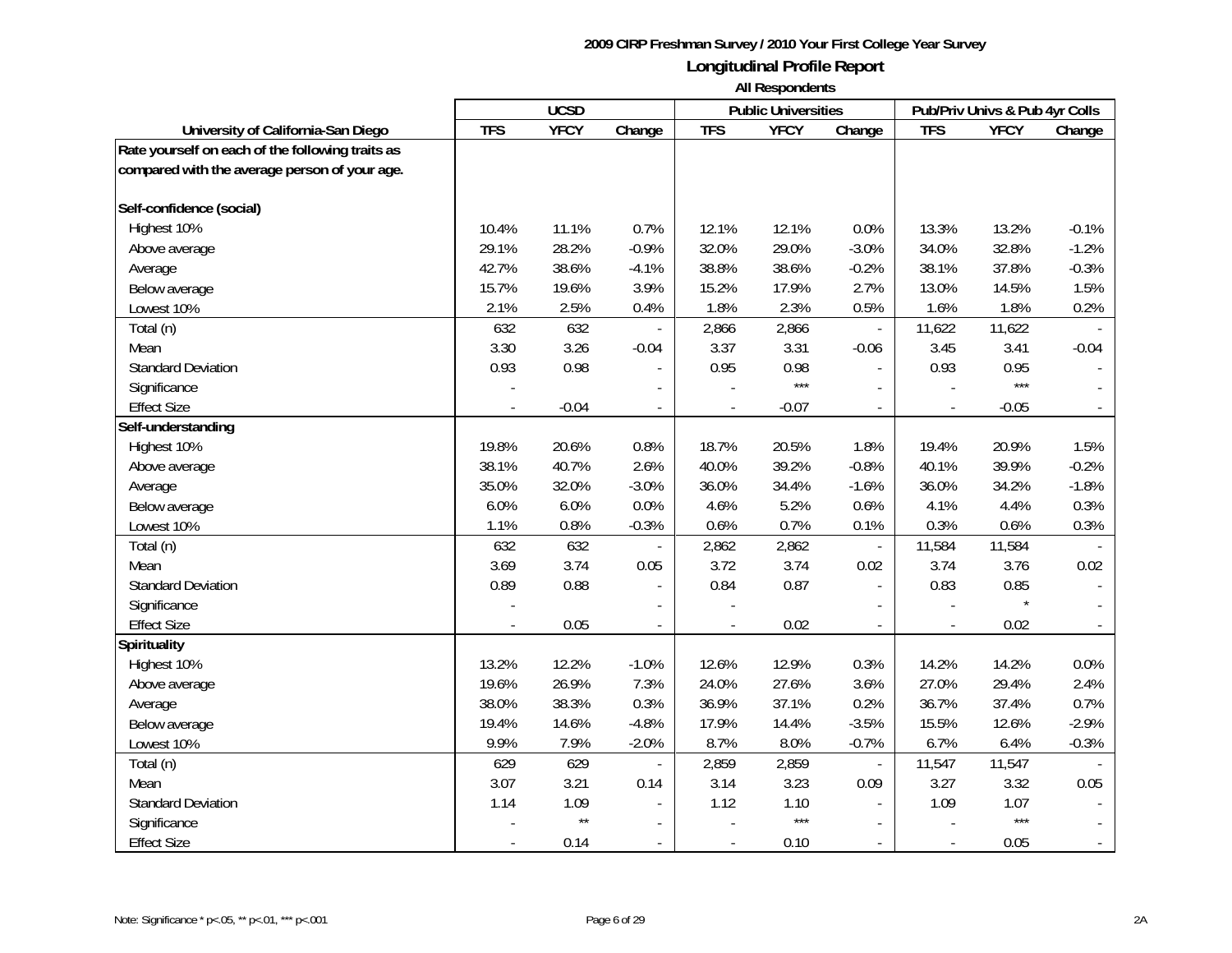**2009 CIRP Freshman Survey / 2010 Your First College Year Survey**

## Longitudinal Profile Report

**All Respondents**

| | UCSD | | | Public Universities | | | Pub/Priv Univs & Pub 4yr Colls | | |
|---|---|---|---|---|---|---|---|---|---|
| **University of California-San Diego** | **TFS** | **YFCY** | **Change** | **TFS** | **YFCY** | **Change** | **TFS** | **YFCY** | **Change** |
| **Rate yourself on each of the following traits as compared with the average person of your age.** | | | | | | | | | |
| **Self-confidence (social)** | | | | | | | | | |
| Highest 10% | 10.4% | 11.1% | 0.7% | 12.1% | 12.1% | 0.0% | 13.3% | 13.2% | -0.1% |
| Above average | 29.1% | 28.2% | -0.9% | 32.0% | 29.0% | -3.0% | 34.0% | 32.8% | -1.2% |
| Average | 42.7% | 38.6% | -4.1% | 38.8% | 38.6% | -0.2% | 38.1% | 37.8% | -0.3% |
| Below average | 15.7% | 19.6% | 3.9% | 15.2% | 17.9% | 2.7% | 13.0% | 14.5% | 1.5% |
| Lowest 10% | 2.1% | 2.5% | 0.4% | 1.8% | 2.3% | 0.5% | 1.6% | 1.8% | 0.2% |
| Total (n) | 632 | 632 | - | 2,866 | 2,866 | - | 11,622 | 11,622 | - |
| Mean | 3.30 | 3.26 | -0.04 | 3.37 | 3.31 | -0.06 | 3.45 | 3.41 | -0.04 |
| Standard Deviation | 0.93 | 0.98 | - | 0.95 | 0.98 | - | 0.93 | 0.95 | - |
| Significance | - | | - | - | *** | - | - | *** | - |
| Effect Size | - | -0.04 | - | - | -0.07 | - | - | -0.05 | - |
| **Self-understanding** | | | | | | | | | |
| Highest 10% | 19.8% | 20.6% | 0.8% | 18.7% | 20.5% | 1.8% | 19.4% | 20.9% | 1.5% |
| Above average | 38.1% | 40.7% | 2.6% | 40.0% | 39.2% | -0.8% | 40.1% | 39.9% | -0.2% |
| Average | 35.0% | 32.0% | -3.0% | 36.0% | 34.4% | -1.6% | 36.0% | 34.2% | -1.8% |
| Below average | 6.0% | 6.0% | 0.0% | 4.6% | 5.2% | 0.6% | 4.1% | 4.4% | 0.3% |
| Lowest 10% | 1.1% | 0.8% | -0.3% | 0.6% | 0.7% | 0.1% | 0.3% | 0.6% | 0.3% |
| Total (n) | 632 | 632 | - | 2,862 | 2,862 | - | 11,584 | 11,584 | - |
| Mean | 3.69 | 3.74 | 0.05 | 3.72 | 3.74 | 0.02 | 3.74 | 3.76 | 0.02 |
| Standard Deviation | 0.89 | 0.88 | - | 0.84 | 0.87 | - | 0.83 | 0.85 | - |
| Significance | - | | - | - | | - | - | * | - |
| Effect Size | - | 0.05 | - | - | 0.02 | - | - | 0.02 | - |
| **Spirituality** | | | | | | | | | |
| Highest 10% | 13.2% | 12.2% | -1.0% | 12.6% | 12.9% | 0.3% | 14.2% | 14.2% | 0.0% |
| Above average | 19.6% | 26.9% | 7.3% | 24.0% | 27.6% | 3.6% | 27.0% | 29.4% | 2.4% |
| Average | 38.0% | 38.3% | 0.3% | 36.9% | 37.1% | 0.2% | 36.7% | 37.4% | 0.7% |
| Below average | 19.4% | 14.6% | -4.8% | 17.9% | 14.4% | -3.5% | 15.5% | 12.6% | -2.9% |
| Lowest 10% | 9.9% | 7.9% | -2.0% | 8.7% | 8.0% | -0.7% | 6.7% | 6.4% | -0.3% |
| Total (n) | 629 | 629 | - | 2,859 | 2,859 | - | 11,547 | 11,547 | - |
| Mean | 3.07 | 3.21 | 0.14 | 3.14 | 3.23 | 0.09 | 3.27 | 3.32 | 0.05 |
| Standard Deviation | 1.14 | 1.09 | - | 1.12 | 1.10 | - | 1.09 | 1.07 | - |
| Significance | - | ** | - | - | *** | - | - | *** | - |
| Effect Size | - | 0.14 | - | - | 0.10 | - | - | 0.05 | - |

Note: Significance * p<.05, ** p<.01, *** p<.001

2A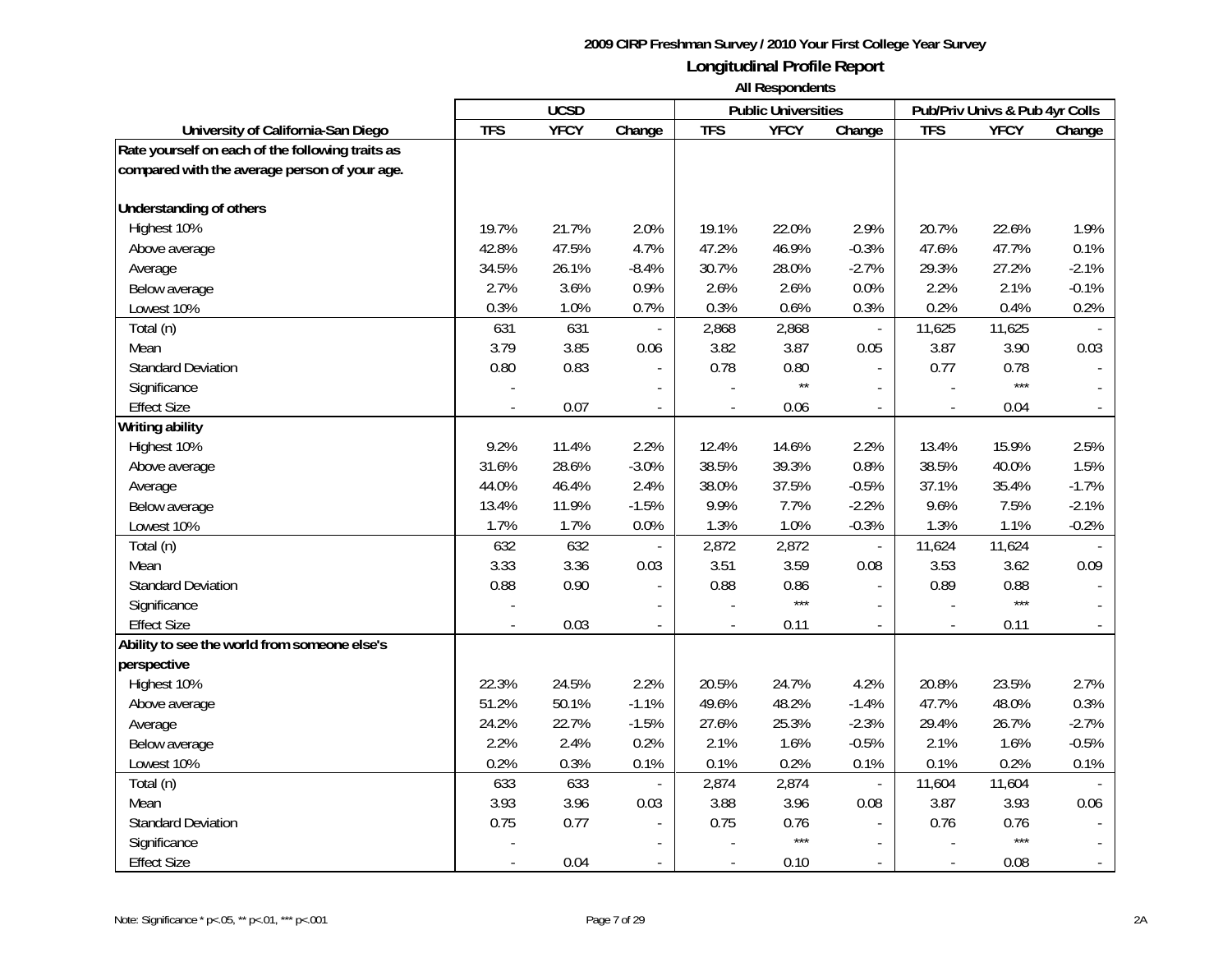**2009 CIRP Freshman Survey / 2010 Your First College Year Survey**

## Longitudinal Profile Report

**All Respondents**

| University of California-San Diego | UCSD | | | Public Universities | | | Pub/Priv Univs & Pub 4yr Colls | | |
|---|---|---|---|---|---|---|---|---|---|
| | TFS | YFCY | Change | TFS | YFCY | Change | TFS | YFCY | Change |
| **Rate yourself on each of the following traits as compared with the average person of your age.** | | | | | | | | | |
| **Understanding of others** | | | | | | | | | |
| Highest 10% | 19.7% | 21.7% | 2.0% | 19.1% | 22.0% | 2.9% | 20.7% | 22.6% | 1.9% |
| Above average | 42.8% | 47.5% | 4.7% | 47.2% | 46.9% | -0.3% | 47.6% | 47.7% | 0.1% |
| Average | 34.5% | 26.1% | -8.4% | 30.7% | 28.0% | -2.7% | 29.3% | 27.2% | -2.1% |
| Below average | 2.7% | 3.6% | 0.9% | 2.6% | 2.6% | 0.0% | 2.2% | 2.1% | -0.1% |
| Lowest 10% | 0.3% | 1.0% | 0.7% | 0.3% | 0.6% | 0.3% | 0.2% | 0.4% | 0.2% |
| Total (n) | 631 | 631 | - | 2,868 | 2,868 | - | 11,625 | 11,625 | - |
| Mean | 3.79 | 3.85 | 0.06 | 3.82 | 3.87 | 0.05 | 3.87 | 3.90 | 0.03 |
| Standard Deviation | 0.80 | 0.83 | - | 0.78 | 0.80 | - | 0.77 | 0.78 | - |
| Significance | - | | - | - | ** | - | - | *** | - |
| Effect Size | - | 0.07 | - | - | 0.06 | - | - | 0.04 | - |
| **Writing ability** | | | | | | | | | |
| Highest 10% | 9.2% | 11.4% | 2.2% | 12.4% | 14.6% | 2.2% | 13.4% | 15.9% | 2.5% |
| Above average | 31.6% | 28.6% | -3.0% | 38.5% | 39.3% | 0.8% | 38.5% | 40.0% | 1.5% |
| Average | 44.0% | 46.4% | 2.4% | 38.0% | 37.5% | -0.5% | 37.1% | 35.4% | -1.7% |
| Below average | 13.4% | 11.9% | -1.5% | 9.9% | 7.7% | -2.2% | 9.6% | 7.5% | -2.1% |
| Lowest 10% | 1.7% | 1.7% | 0.0% | 1.3% | 1.0% | -0.3% | 1.3% | 1.1% | -0.2% |
| Total (n) | 632 | 632 | - | 2,872 | 2,872 | - | 11,624 | 11,624 | - |
| Mean | 3.33 | 3.36 | 0.03 | 3.51 | 3.59 | 0.08 | 3.53 | 3.62 | 0.09 |
| Standard Deviation | 0.88 | 0.90 | - | 0.88 | 0.86 | - | 0.89 | 0.88 | - |
| Significance | - | | - | - | *** | - | - | *** | - |
| Effect Size | - | 0.03 | - | - | 0.11 | - | - | 0.11 | - |
| **Ability to see the world from someone else's perspective** | | | | | | | | | |
| Highest 10% | 22.3% | 24.5% | 2.2% | 20.5% | 24.7% | 4.2% | 20.8% | 23.5% | 2.7% |
| Above average | 51.2% | 50.1% | -1.1% | 49.6% | 48.2% | -1.4% | 47.7% | 48.0% | 0.3% |
| Average | 24.2% | 22.7% | -1.5% | 27.6% | 25.3% | -2.3% | 29.4% | 26.7% | -2.7% |
| Below average | 2.2% | 2.4% | 0.2% | 2.1% | 1.6% | -0.5% | 2.1% | 1.6% | -0.5% |
| Lowest 10% | 0.2% | 0.3% | 0.1% | 0.1% | 0.2% | 0.1% | 0.1% | 0.2% | 0.1% |
| Total (n) | 633 | 633 | - | 2,874 | 2,874 | - | 11,604 | 11,604 | - |
| Mean | 3.93 | 3.96 | 0.03 | 3.88 | 3.96 | 0.08 | 3.87 | 3.93 | 0.06 |
| Standard Deviation | 0.75 | 0.77 | - | 0.75 | 0.76 | - | 0.76 | 0.76 | - |
| Significance | - | | - | - | *** | - | - | *** | - |
| Effect Size | - | 0.04 | - | - | 0.10 | - | - | 0.08 | - |

Note: Significance * p<.05, ** p<.01, *** p<.001

2A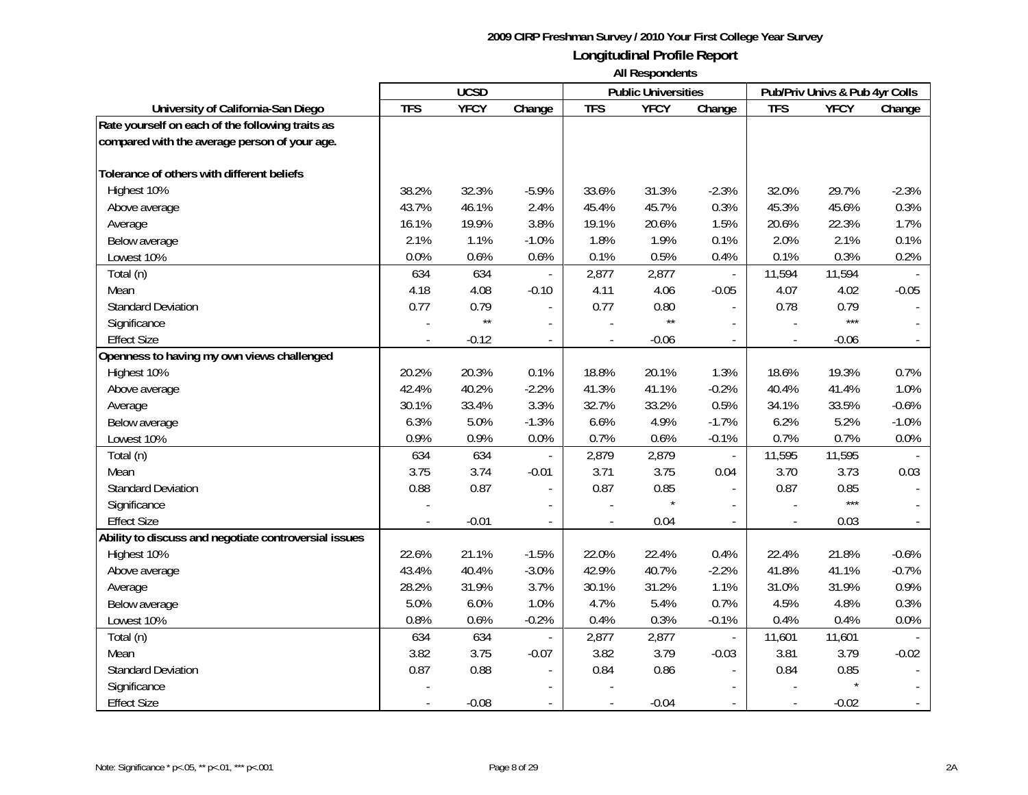**2009 CIRP Freshman Survey / 2010 Your First College Year Survey**

**Longitudinal Profile Report**

**All Respondents**

| University of California-San Diego | UCSD | | | Public Universities | | | Pub/Priv Univs & Pub 4yr Colls | | |
|---|---|---|---|---|---|---|---|---|---|
| | TFS | YFCY | Change | TFS | YFCY | Change | TFS | YFCY | Change |
| **Rate yourself on each of the following traits as compared with the average person of your age.** | | | | | | | | | |
| **Tolerance of others with different beliefs** | | | | | | | | | |
| Highest 10% | 38.2% | 32.3% | -5.9% | 33.6% | 31.3% | -2.3% | 32.0% | 29.7% | -2.3% |
| Above average | 43.7% | 46.1% | 2.4% | 45.4% | 45.7% | 0.3% | 45.3% | 45.6% | 0.3% |
| Average | 16.1% | 19.9% | 3.8% | 19.1% | 20.6% | 1.5% | 20.6% | 22.3% | 1.7% |
| Below average | 2.1% | 1.1% | -1.0% | 1.8% | 1.9% | 0.1% | 2.0% | 2.1% | 0.1% |
| Lowest 10% | 0.0% | 0.6% | 0.6% | 0.1% | 0.5% | 0.4% | 0.1% | 0.3% | 0.2% |
| Total (n) | 634 | 634 | - | 2,877 | 2,877 | - | 11,594 | 11,594 | - |
| Mean | 4.18 | 4.08 | -0.10 | 4.11 | 4.06 | -0.05 | 4.07 | 4.02 | -0.05 |
| Standard Deviation | 0.77 | 0.79 | - | 0.77 | 0.80 | - | 0.78 | 0.79 | - |
| Significance | - | ** | - | - | ** | - | - | *** | - |
| Effect Size | - | -0.12 | - | - | -0.06 | - | - | -0.06 | - |
| **Openness to having my own views challenged** | | | | | | | | | |
| Highest 10% | 20.2% | 20.3% | 0.1% | 18.8% | 20.1% | 1.3% | 18.6% | 19.3% | 0.7% |
| Above average | 42.4% | 40.2% | -2.2% | 41.3% | 41.1% | -0.2% | 40.4% | 41.4% | 1.0% |
| Average | 30.1% | 33.4% | 3.3% | 32.7% | 33.2% | 0.5% | 34.1% | 33.5% | -0.6% |
| Below average | 6.3% | 5.0% | -1.3% | 6.6% | 4.9% | -1.7% | 6.2% | 5.2% | -1.0% |
| Lowest 10% | 0.9% | 0.9% | 0.0% | 0.7% | 0.6% | -0.1% | 0.7% | 0.7% | 0.0% |
| Total (n) | 634 | 634 | - | 2,879 | 2,879 | - | 11,595 | 11,595 | - |
| Mean | 3.75 | 3.74 | -0.01 | 3.71 | 3.75 | 0.04 | 3.70 | 3.73 | 0.03 |
| Standard Deviation | 0.88 | 0.87 | - | 0.87 | 0.85 | - | 0.87 | 0.85 | - |
| Significance | - | | - | - | * | - | - | *** | - |
| Effect Size | - | -0.01 | - | - | 0.04 | - | - | 0.03 | - |
| **Ability to discuss and negotiate controversial issues** | | | | | | | | | |
| Highest 10% | 22.6% | 21.1% | -1.5% | 22.0% | 22.4% | 0.4% | 22.4% | 21.8% | -0.6% |
| Above average | 43.4% | 40.4% | -3.0% | 42.9% | 40.7% | -2.2% | 41.8% | 41.1% | -0.7% |
| Average | 28.2% | 31.9% | 3.7% | 30.1% | 31.2% | 1.1% | 31.0% | 31.9% | 0.9% |
| Below average | 5.0% | 6.0% | 1.0% | 4.7% | 5.4% | 0.7% | 4.5% | 4.8% | 0.3% |
| Lowest 10% | 0.8% | 0.6% | -0.2% | 0.4% | 0.3% | -0.1% | 0.4% | 0.4% | 0.0% |
| Total (n) | 634 | 634 | - | 2,877 | 2,877 | - | 11,601 | 11,601 | - |
| Mean | 3.82 | 3.75 | -0.07 | 3.82 | 3.79 | -0.03 | 3.81 | 3.79 | -0.02 |
| Standard Deviation | 0.87 | 0.88 | - | 0.84 | 0.86 | - | 0.84 | 0.85 | - |
| Significance | - | | - | - | | - | - | * | - |
| Effect Size | - | -0.08 | - | - | -0.04 | - | - | -0.02 | - |

Note: Significance * p<.05, ** p<.01, *** p<.001

2A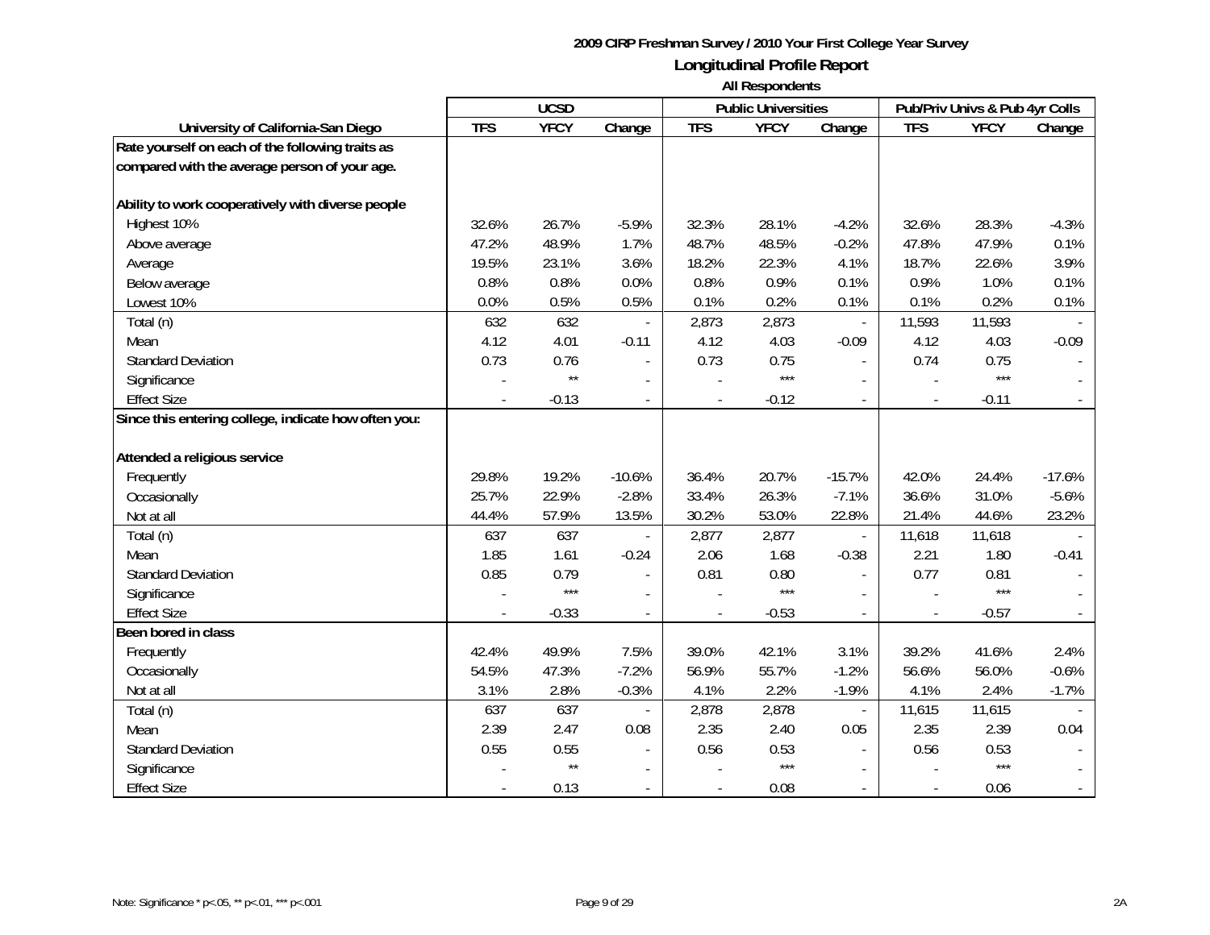**2009 CIRP Freshman Survey / 2010 Your First College Year Survey**

**Longitudinal Profile Report**

**All Respondents**

| | UCSD | | | Public Universities | | | Pub/Priv Univs & Pub 4yr Colls | | |
|---|---|---|---|---|---|---|---|---|---|
| **University of California-San Diego** | **TFS** | **YFCY** | **Change** | **TFS** | **YFCY** | **Change** | **TFS** | **YFCY** | **Change** |
| **Rate yourself on each of the following traits as compared with the average person of your age.** | | | | | | | | | |
| **Ability to work cooperatively with diverse people** | | | | | | | | | |
| Highest 10% | 32.6% | 26.7% | -5.9% | 32.3% | 28.1% | -4.2% | 32.6% | 28.3% | -4.3% |
| Above average | 47.2% | 48.9% | 1.7% | 48.7% | 48.5% | -0.2% | 47.8% | 47.9% | 0.1% |
| Average | 19.5% | 23.1% | 3.6% | 18.2% | 22.3% | 4.1% | 18.7% | 22.6% | 3.9% |
| Below average | 0.8% | 0.8% | 0.0% | 0.8% | 0.9% | 0.1% | 0.9% | 1.0% | 0.1% |
| Lowest 10% | 0.0% | 0.5% | 0.5% | 0.1% | 0.2% | 0.1% | 0.1% | 0.2% | 0.1% |
| Total (n) | 632 | 632 | - | 2,873 | 2,873 | - | 11,593 | 11,593 | - |
| Mean | 4.12 | 4.01 | -0.11 | 4.12 | 4.03 | -0.09 | 4.12 | 4.03 | -0.09 |
| Standard Deviation | 0.73 | 0.76 | - | 0.73 | 0.75 | - | 0.74 | 0.75 | - |
| Significance | - | ** | - | - | *** | - | - | *** | - |
| Effect Size | - | -0.13 | - | - | -0.12 | - | - | -0.11 | - |
| **Since this entering college, indicate how often you:** | | | | | | | | | |
| **Attended a religious service** | | | | | | | | | |
| Frequently | 29.8% | 19.2% | -10.6% | 36.4% | 20.7% | -15.7% | 42.0% | 24.4% | -17.6% |
| Occasionally | 25.7% | 22.9% | -2.8% | 33.4% | 26.3% | -7.1% | 36.6% | 31.0% | -5.6% |
| Not at all | 44.4% | 57.9% | 13.5% | 30.2% | 53.0% | 22.8% | 21.4% | 44.6% | 23.2% |
| Total (n) | 637 | 637 | - | 2,877 | 2,877 | - | 11,618 | 11,618 | - |
| Mean | 1.85 | 1.61 | -0.24 | 2.06 | 1.68 | -0.38 | 2.21 | 1.80 | -0.41 |
| Standard Deviation | 0.85 | 0.79 | - | 0.81 | 0.80 | - | 0.77 | 0.81 | - |
| Significance | - | *** | - | - | *** | - | - | *** | - |
| Effect Size | - | -0.33 | - | - | -0.53 | - | - | -0.57 | - |
| **Been bored in class** | | | | | | | | | |
| Frequently | 42.4% | 49.9% | 7.5% | 39.0% | 42.1% | 3.1% | 39.2% | 41.6% | 2.4% |
| Occasionally | 54.5% | 47.3% | -7.2% | 56.9% | 55.7% | -1.2% | 56.6% | 56.0% | -0.6% |
| Not at all | 3.1% | 2.8% | -0.3% | 4.1% | 2.2% | -1.9% | 4.1% | 2.4% | -1.7% |
| Total (n) | 637 | 637 | - | 2,878 | 2,878 | - | 11,615 | 11,615 | - |
| Mean | 2.39 | 2.47 | 0.08 | 2.35 | 2.40 | 0.05 | 2.35 | 2.39 | 0.04 |
| Standard Deviation | 0.55 | 0.55 | - | 0.56 | 0.53 | - | 0.56 | 0.53 | - |
| Significance | - | ** | - | - | *** | - | - | *** | - |
| Effect Size | - | 0.13 | - | - | 0.08 | - | - | 0.06 | - |

Note: Significance * p<.05, ** p<.01, *** p<.001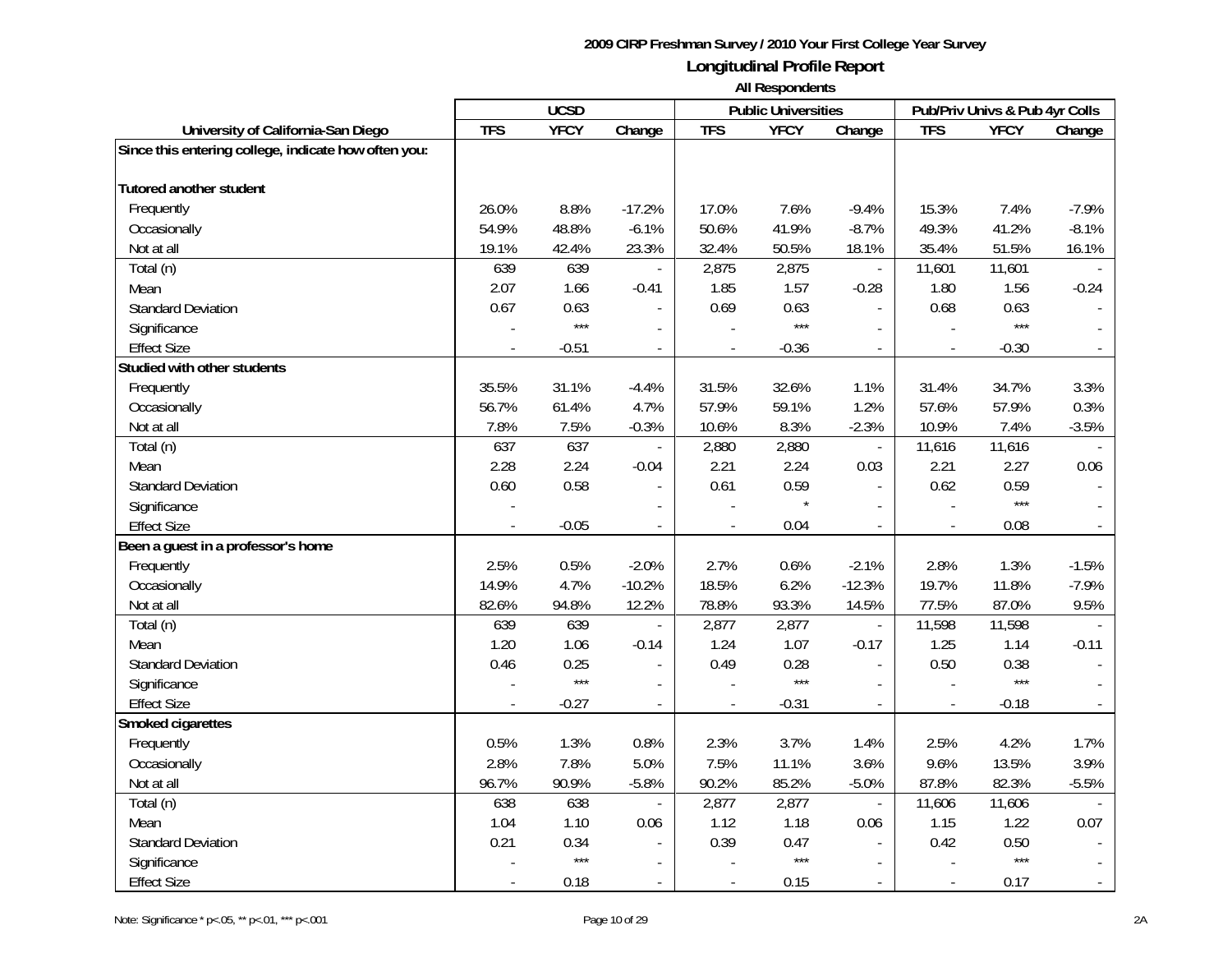**2009 CIRP Freshman Survey / 2010 Your First College Year Survey**

**Longitudinal Profile Report**

**All Respondents**

| | UCSD | | | Public Universities | | | Pub/Priv Univs & Pub 4yr Colls | | |
|---|---|---|---|---|---|---|---|---|---|
| **University of California-San Diego** | **TFS** | **YFCY** | **Change** | **TFS** | **YFCY** | **Change** | **TFS** | **YFCY** | **Change** |
| **Since this entering college, indicate how often you:** | | | | | | | | | |
| **Tutored another student** | | | | | | | | | |
| Frequently | 26.0% | 8.8% | -17.2% | 17.0% | 7.6% | -9.4% | 15.3% | 7.4% | -7.9% |
| Occasionally | 54.9% | 48.8% | -6.1% | 50.6% | 41.9% | -8.7% | 49.3% | 41.2% | -8.1% |
| Not at all | 19.1% | 42.4% | 23.3% | 32.4% | 50.5% | 18.1% | 35.4% | 51.5% | 16.1% |
| Total (n) | 639 | 639 | - | 2,875 | 2,875 | - | 11,601 | 11,601 | - |
| Mean | 2.07 | 1.66 | -0.41 | 1.85 | 1.57 | -0.28 | 1.80 | 1.56 | -0.24 |
| Standard Deviation | 0.67 | 0.63 | - | 0.69 | 0.63 | - | 0.68 | 0.63 | - |
| Significance | - | *** | - | - | *** | - | - | *** | - |
| Effect Size | - | -0.51 | - | - | -0.36 | - | - | -0.30 | - |
| **Studied with other students** | | | | | | | | | |
| Frequently | 35.5% | 31.1% | -4.4% | 31.5% | 32.6% | 1.1% | 31.4% | 34.7% | 3.3% |
| Occasionally | 56.7% | 61.4% | 4.7% | 57.9% | 59.1% | 1.2% | 57.6% | 57.9% | 0.3% |
| Not at all | 7.8% | 7.5% | -0.3% | 10.6% | 8.3% | -2.3% | 10.9% | 7.4% | -3.5% |
| Total (n) | 637 | 637 | - | 2,880 | 2,880 | - | 11,616 | 11,616 | - |
| Mean | 2.28 | 2.24 | -0.04 | 2.21 | 2.24 | 0.03 | 2.21 | 2.27 | 0.06 |
| Standard Deviation | 0.60 | 0.58 | - | 0.61 | 0.59 | - | 0.62 | 0.59 | - |
| Significance | - | | - | - | * | - | - | *** | - |
| Effect Size | - | -0.05 | - | - | 0.04 | - | - | 0.08 | - |
| **Been a guest in a professor's home** | | | | | | | | | |
| Frequently | 2.5% | 0.5% | -2.0% | 2.7% | 0.6% | -2.1% | 2.8% | 1.3% | -1.5% |
| Occasionally | 14.9% | 4.7% | -10.2% | 18.5% | 6.2% | -12.3% | 19.7% | 11.8% | -7.9% |
| Not at all | 82.6% | 94.8% | 12.2% | 78.8% | 93.3% | 14.5% | 77.5% | 87.0% | 9.5% |
| Total (n) | 639 | 639 | - | 2,877 | 2,877 | - | 11,598 | 11,598 | - |
| Mean | 1.20 | 1.06 | -0.14 | 1.24 | 1.07 | -0.17 | 1.25 | 1.14 | -0.11 |
| Standard Deviation | 0.46 | 0.25 | - | 0.49 | 0.28 | - | 0.50 | 0.38 | - |
| Significance | - | *** | - | - | *** | - | - | *** | - |
| Effect Size | - | -0.27 | - | - | -0.31 | - | - | -0.18 | - |
| **Smoked cigarettes** | | | | | | | | | |
| Frequently | 0.5% | 1.3% | 0.8% | 2.3% | 3.7% | 1.4% | 2.5% | 4.2% | 1.7% |
| Occasionally | 2.8% | 7.8% | 5.0% | 7.5% | 11.1% | 3.6% | 9.6% | 13.5% | 3.9% |
| Not at all | 96.7% | 90.9% | -5.8% | 90.2% | 85.2% | -5.0% | 87.8% | 82.3% | -5.5% |
| Total (n) | 638 | 638 | - | 2,877 | 2,877 | - | 11,606 | 11,606 | - |
| Mean | 1.04 | 1.10 | 0.06 | 1.12 | 1.18 | 0.06 | 1.15 | 1.22 | 0.07 |
| Standard Deviation | 0.21 | 0.34 | - | 0.39 | 0.47 | - | 0.42 | 0.50 | - |
| Significance | - | *** | - | - | *** | - | - | *** | - |
| Effect Size | - | 0.18 | - | - | 0.15 | - | - | 0.17 | - |

Note: Significance * p<.05, ** p<.01, *** p<.001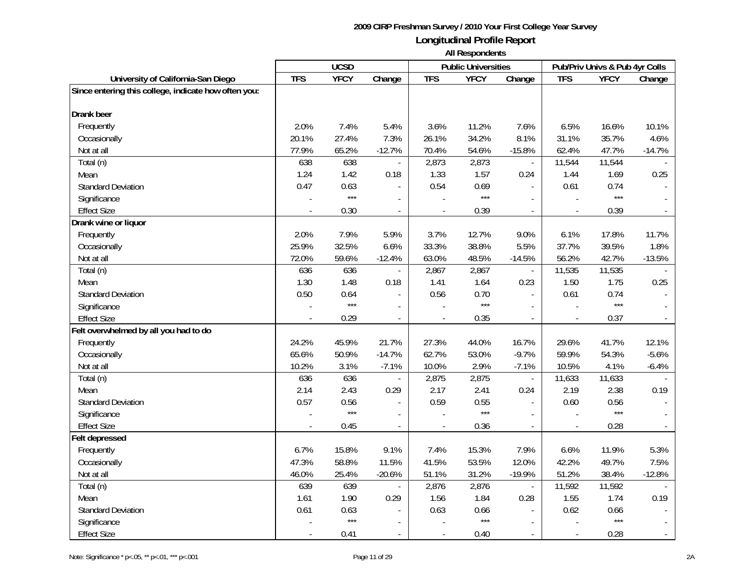**2009 CIRP Freshman Survey / 2010 Your First College Year Survey**

## Longitudinal Profile Report

**All Respondents**

| University of California-San Diego | UCSD | | | Public Universities | | | Pub/Priv Univs & Pub 4yr Colls | | |
|---|---|---|---|---|---|---|---|---|---|
| | **TFS** | **YFCY** | **Change** | **TFS** | **YFCY** | **Change** | **TFS** | **YFCY** | **Change** |
| **Since entering this college, indicate how often you:** | | | | | | | | | |
| **Drank beer** | | | | | | | | | |
| Frequently | 2.0% | 7.4% | 5.4% | 3.6% | 11.2% | 7.6% | 6.5% | 16.6% | 10.1% |
| Occasionally | 20.1% | 27.4% | 7.3% | 26.1% | 34.2% | 8.1% | 31.1% | 35.7% | 4.6% |
| Not at all | 77.9% | 65.2% | -12.7% | 70.4% | 54.6% | -15.8% | 62.4% | 47.7% | -14.7% |
| Total (n) | 638 | 638 | - | 2,873 | 2,873 | - | 11,544 | 11,544 | - |
| Mean | 1.24 | 1.42 | 0.18 | 1.33 | 1.57 | 0.24 | 1.44 | 1.69 | 0.25 |
| Standard Deviation | 0.47 | 0.63 | - | 0.54 | 0.69 | - | 0.61 | 0.74 | - |
| Significance | - | *** | - | - | *** | - | - | *** | - |
| Effect Size | - | 0.30 | - | - | 0.39 | - | - | 0.39 | - |
| **Drank wine or liquor** | | | | | | | | | |
| Frequently | 2.0% | 7.9% | 5.9% | 3.7% | 12.7% | 9.0% | 6.1% | 17.8% | 11.7% |
| Occasionally | 25.9% | 32.5% | 6.6% | 33.3% | 38.8% | 5.5% | 37.7% | 39.5% | 1.8% |
| Not at all | 72.0% | 59.6% | -12.4% | 63.0% | 48.5% | -14.5% | 56.2% | 42.7% | -13.5% |
| Total (n) | 636 | 636 | - | 2,867 | 2,867 | - | 11,535 | 11,535 | - |
| Mean | 1.30 | 1.48 | 0.18 | 1.41 | 1.64 | 0.23 | 1.50 | 1.75 | 0.25 |
| Standard Deviation | 0.50 | 0.64 | - | 0.56 | 0.70 | - | 0.61 | 0.74 | - |
| Significance | - | *** | - | - | *** | - | - | *** | - |
| Effect Size | - | 0.29 | - | - | 0.35 | - | - | 0.37 | - |
| **Felt overwhelmed by all you had to do** | | | | | | | | | |
| Frequently | 24.2% | 45.9% | 21.7% | 27.3% | 44.0% | 16.7% | 29.6% | 41.7% | 12.1% |
| Occasionally | 65.6% | 50.9% | -14.7% | 62.7% | 53.0% | -9.7% | 59.9% | 54.3% | -5.6% |
| Not at all | 10.2% | 3.1% | -7.1% | 10.0% | 2.9% | -7.1% | 10.5% | 4.1% | -6.4% |
| Total (n) | 636 | 636 | - | 2,875 | 2,875 | - | 11,633 | 11,633 | - |
| Mean | 2.14 | 2.43 | 0.29 | 2.17 | 2.41 | 0.24 | 2.19 | 2.38 | 0.19 |
| Standard Deviation | 0.57 | 0.56 | - | 0.59 | 0.55 | - | 0.60 | 0.56 | - |
| Significance | - | *** | - | - | *** | - | - | *** | - |
| Effect Size | - | 0.45 | - | - | 0.36 | - | - | 0.28 | - |
| **Felt depressed** | | | | | | | | | |
| Frequently | 6.7% | 15.8% | 9.1% | 7.4% | 15.3% | 7.9% | 6.6% | 11.9% | 5.3% |
| Occasionally | 47.3% | 58.8% | 11.5% | 41.5% | 53.5% | 12.0% | 42.2% | 49.7% | 7.5% |
| Not at all | 46.0% | 25.4% | -20.6% | 51.1% | 31.2% | -19.9% | 51.2% | 38.4% | -12.8% |
| Total (n) | 639 | 639 | - | 2,876 | 2,876 | - | 11,592 | 11,592 | - |
| Mean | 1.61 | 1.90 | 0.29 | 1.56 | 1.84 | 0.28 | 1.55 | 1.74 | 0.19 |
| Standard Deviation | 0.61 | 0.63 | - | 0.63 | 0.66 | - | 0.62 | 0.66 | - |
| Significance | - | *** | - | - | *** | - | - | *** | - |
| Effect Size | - | 0.41 | - | - | 0.40 | - | - | 0.28 | - |

Note: Significance * p<.05, ** p<.01, *** p<.001

2A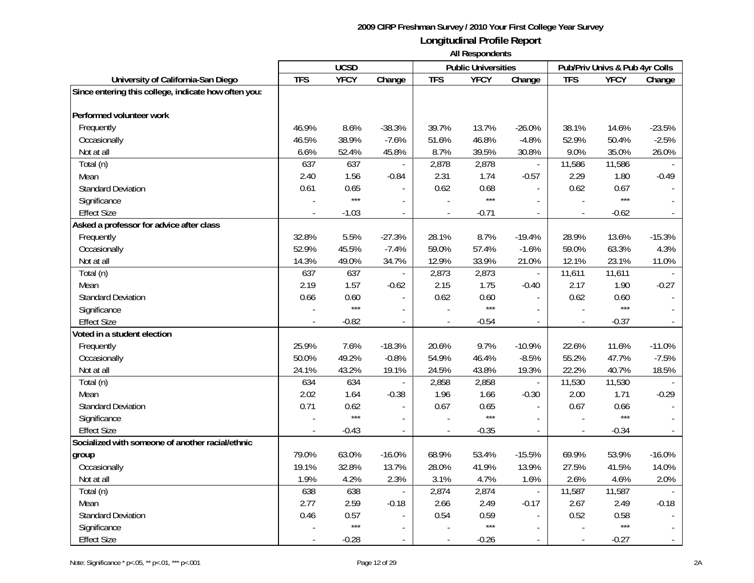**2009 CIRP Freshman Survey / 2010 Your First College Year Survey**

**Longitudinal Profile Report**

**All Respondents**

| | UCSD | | | Public Universities | | | Pub/Priv Univs & Pub 4yr Colls | | |
|---|---|---|---|---|---|---|---|---|---|
| **University of California-San Diego** | **TFS** | **YFCY** | **Change** | **TFS** | **YFCY** | **Change** | **TFS** | **YFCY** | **Change** |
| **Since entering this college, indicate how often you:** | | | | | | | | | |
| **Performed volunteer work** | | | | | | | | | |
| Frequently | 46.9% | 8.6% | -38.3% | 39.7% | 13.7% | -26.0% | 38.1% | 14.6% | -23.5% |
| Occasionally | 46.5% | 38.9% | -7.6% | 51.6% | 46.8% | -4.8% | 52.9% | 50.4% | -2.5% |
| Not at all | 6.6% | 52.4% | 45.8% | 8.7% | 39.5% | 30.8% | 9.0% | 35.0% | 26.0% |
| Total (n) | 637 | 637 | - | 2,878 | 2,878 | - | 11,586 | 11,586 | - |
| Mean | 2.40 | 1.56 | -0.84 | 2.31 | 1.74 | -0.57 | 2.29 | 1.80 | -0.49 |
| Standard Deviation | 0.61 | 0.65 | - | 0.62 | 0.68 | - | 0.62 | 0.67 | - |
| Significance | - | *** | - | - | *** | - | - | *** | - |
| Effect Size | - | -1.03 | - | - | -0.71 | - | - | -0.62 | - |
| **Asked a professor for advice after class** | | | | | | | | | |
| Frequently | 32.8% | 5.5% | -27.3% | 28.1% | 8.7% | -19.4% | 28.9% | 13.6% | -15.3% |
| Occasionally | 52.9% | 45.5% | -7.4% | 59.0% | 57.4% | -1.6% | 59.0% | 63.3% | 4.3% |
| Not at all | 14.3% | 49.0% | 34.7% | 12.9% | 33.9% | 21.0% | 12.1% | 23.1% | 11.0% |
| Total (n) | 637 | 637 | - | 2,873 | 2,873 | - | 11,611 | 11,611 | - |
| Mean | 2.19 | 1.57 | -0.62 | 2.15 | 1.75 | -0.40 | 2.17 | 1.90 | -0.27 |
| Standard Deviation | 0.66 | 0.60 | - | 0.62 | 0.60 | - | 0.62 | 0.60 | - |
| Significance | - | *** | - | - | *** | - | - | *** | - |
| Effect Size | - | -0.82 | - | - | -0.54 | - | - | -0.37 | - |
| **Voted in a student election** | | | | | | | | | |
| Frequently | 25.9% | 7.6% | -18.3% | 20.6% | 9.7% | -10.9% | 22.6% | 11.6% | -11.0% |
| Occasionally | 50.0% | 49.2% | -0.8% | 54.9% | 46.4% | -8.5% | 55.2% | 47.7% | -7.5% |
| Not at all | 24.1% | 43.2% | 19.1% | 24.5% | 43.8% | 19.3% | 22.2% | 40.7% | 18.5% |
| Total (n) | 634 | 634 | - | 2,858 | 2,858 | - | 11,530 | 11,530 | - |
| Mean | 2.02 | 1.64 | -0.38 | 1.96 | 1.66 | -0.30 | 2.00 | 1.71 | -0.29 |
| Standard Deviation | 0.71 | 0.62 | - | 0.67 | 0.65 | - | 0.67 | 0.66 | - |
| Significance | - | *** | - | - | *** | - | - | *** | - |
| Effect Size | - | -0.43 | - | - | -0.35 | - | - | -0.34 | - |
| **Socialized with someone of another racial/ethnic group** | 79.0% | 63.0% | -16.0% | 68.9% | 53.4% | -15.5% | 69.9% | 53.9% | -16.0% |
| Occasionally | 19.1% | 32.8% | 13.7% | 28.0% | 41.9% | 13.9% | 27.5% | 41.5% | 14.0% |
| Not at all | 1.9% | 4.2% | 2.3% | 3.1% | 4.7% | 1.6% | 2.6% | 4.6% | 2.0% |
| Total (n) | 638 | 638 | - | 2,874 | 2,874 | - | 11,587 | 11,587 | - |
| Mean | 2.77 | 2.59 | -0.18 | 2.66 | 2.49 | -0.17 | 2.67 | 2.49 | -0.18 |
| Standard Deviation | 0.46 | 0.57 | - | 0.54 | 0.59 | - | 0.52 | 0.58 | - |
| Significance | - | *** | - | - | *** | - | - | *** | - |
| Effect Size | - | -0.28 | - | - | -0.26 | - | - | -0.27 | - |

Note: Significance * p<.05, ** p<.01, *** p<.001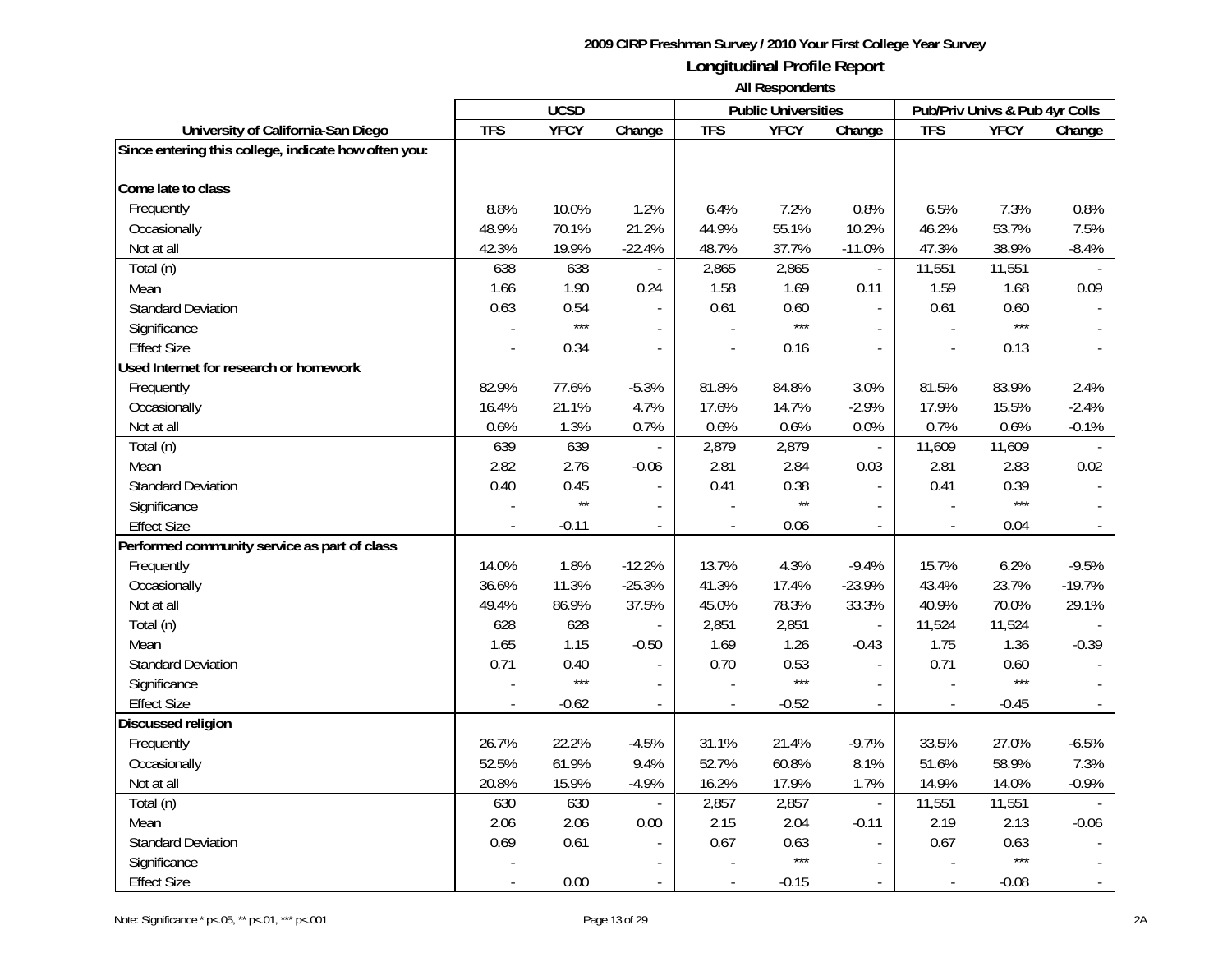**2009 CIRP Freshman Survey / 2010 Your First College Year Survey**

## Longitudinal Profile Report

**All Respondents**

| | UCSD | | | Public Universities | | | Pub/Priv Univs & Pub 4yr Colls | | |
|---|---|---|---|---|---|---|---|---|---|
| **University of California-San Diego** | **TFS** | **YFCY** | **Change** | **TFS** | **YFCY** | **Change** | **TFS** | **YFCY** | **Change** |
| **Since entering this college, indicate how often you:** | | | | | | | | | |
| **Come late to class** | | | | | | | | | |
| Frequently | 8.8% | 10.0% | 1.2% | 6.4% | 7.2% | 0.8% | 6.5% | 7.3% | 0.8% |
| Occasionally | 48.9% | 70.1% | 21.2% | 44.9% | 55.1% | 10.2% | 46.2% | 53.7% | 7.5% |
| Not at all | 42.3% | 19.9% | -22.4% | 48.7% | 37.7% | -11.0% | 47.3% | 38.9% | -8.4% |
| Total (n) | 638 | 638 | - | 2,865 | 2,865 | - | 11,551 | 11,551 | - |
| Mean | 1.66 | 1.90 | 0.24 | 1.58 | 1.69 | 0.11 | 1.59 | 1.68 | 0.09 |
| Standard Deviation | 0.63 | 0.54 | - | 0.61 | 0.60 | - | 0.61 | 0.60 | - |
| Significance | - | *** | - | - | *** | - | - | *** | - |
| Effect Size | - | 0.34 | - | - | 0.16 | - | - | 0.13 | - |
| **Used Internet for research or homework** | | | | | | | | | |
| Frequently | 82.9% | 77.6% | -5.3% | 81.8% | 84.8% | 3.0% | 81.5% | 83.9% | 2.4% |
| Occasionally | 16.4% | 21.1% | 4.7% | 17.6% | 14.7% | -2.9% | 17.9% | 15.5% | -2.4% |
| Not at all | 0.6% | 1.3% | 0.7% | 0.6% | 0.6% | 0.0% | 0.7% | 0.6% | -0.1% |
| Total (n) | 639 | 639 | - | 2,879 | 2,879 | - | 11,609 | 11,609 | - |
| Mean | 2.82 | 2.76 | -0.06 | 2.81 | 2.84 | 0.03 | 2.81 | 2.83 | 0.02 |
| Standard Deviation | 0.40 | 0.45 | - | 0.41 | 0.38 | - | 0.41 | 0.39 | - |
| Significance | - | ** | - | - | ** | - | - | *** | - |
| Effect Size | - | -0.11 | - | - | 0.06 | - | - | 0.04 | - |
| **Performed community service as part of class** | | | | | | | | | |
| Frequently | 14.0% | 1.8% | -12.2% | 13.7% | 4.3% | -9.4% | 15.7% | 6.2% | -9.5% |
| Occasionally | 36.6% | 11.3% | -25.3% | 41.3% | 17.4% | -23.9% | 43.4% | 23.7% | -19.7% |
| Not at all | 49.4% | 86.9% | 37.5% | 45.0% | 78.3% | 33.3% | 40.9% | 70.0% | 29.1% |
| Total (n) | 628 | 628 | - | 2,851 | 2,851 | - | 11,524 | 11,524 | - |
| Mean | 1.65 | 1.15 | -0.50 | 1.69 | 1.26 | -0.43 | 1.75 | 1.36 | -0.39 |
| Standard Deviation | 0.71 | 0.40 | - | 0.70 | 0.53 | - | 0.71 | 0.60 | - |
| Significance | - | *** | - | - | *** | - | - | *** | - |
| Effect Size | - | -0.62 | - | - | -0.52 | - | - | -0.45 | - |
| **Discussed religion** | | | | | | | | | |
| Frequently | 26.7% | 22.2% | -4.5% | 31.1% | 21.4% | -9.7% | 33.5% | 27.0% | -6.5% |
| Occasionally | 52.5% | 61.9% | 9.4% | 52.7% | 60.8% | 8.1% | 51.6% | 58.9% | 7.3% |
| Not at all | 20.8% | 15.9% | -4.9% | 16.2% | 17.9% | 1.7% | 14.9% | 14.0% | -0.9% |
| Total (n) | 630 | 630 | - | 2,857 | 2,857 | - | 11,551 | 11,551 | - |
| Mean | 2.06 | 2.06 | 0.00 | 2.15 | 2.04 | -0.11 | 2.19 | 2.13 | -0.06 |
| Standard Deviation | 0.69 | 0.61 | - | 0.67 | 0.63 | - | 0.67 | 0.63 | - |
| Significance | - | | - | - | *** | - | - | *** | - |
| Effect Size | - | 0.00 | - | - | -0.15 | - | - | -0.08 | - |

Note: Significance * p<.05, ** p<.01, *** p<.001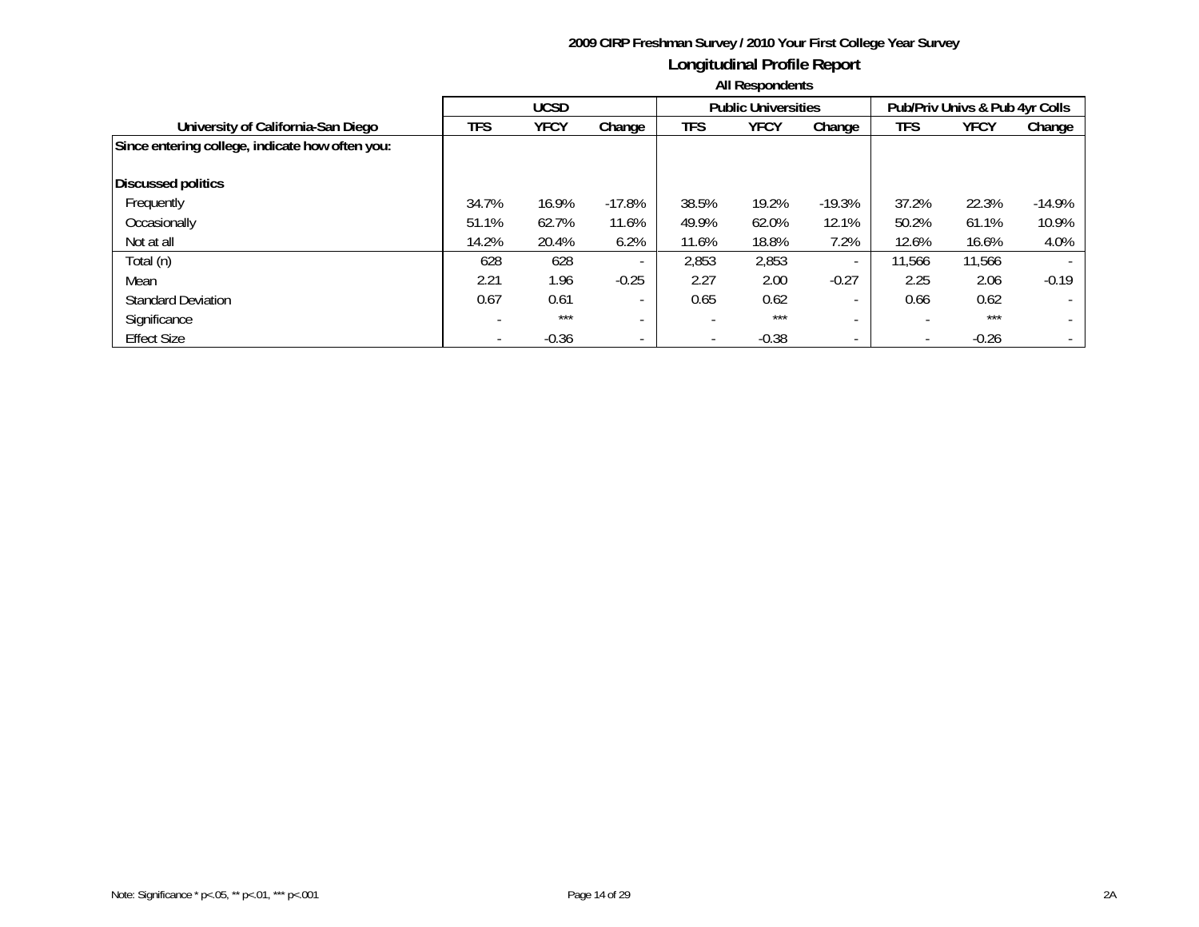**2009 CIRP Freshman Survey / 2010 Your First College Year Survey**

**Longitudinal Profile Report**

**All Respondents**

| University of California-San Diego | UCSD | | | Public Universities | | | Pub/Priv Univs & Pub 4yr Colls | | |
|---|---|---|---|---|---|---|---|---|---|
| | TFS | YFCY | Change | TFS | YFCY | Change | TFS | YFCY | Change |
| **Since entering college, indicate how often you:** | | | | | | | | | |
| **Discussed politics** | | | | | | | | | |
| Frequently | 34.7% | 16.9% | -17.8% | 38.5% | 19.2% | -19.3% | 37.2% | 22.3% | -14.9% |
| Occasionally | 51.1% | 62.7% | 11.6% | 49.9% | 62.0% | 12.1% | 50.2% | 61.1% | 10.9% |
| Not at all | 14.2% | 20.4% | 6.2% | 11.6% | 18.8% | 7.2% | 12.6% | 16.6% | 4.0% |
| Total (n) | 628 | 628 | - | 2,853 | 2,853 | - | 11,566 | 11,566 | - |
| Mean | 2.21 | 1.96 | -0.25 | 2.27 | 2.00 | -0.27 | 2.25 | 2.06 | -0.19 |
| Standard Deviation | 0.67 | 0.61 | - | 0.65 | 0.62 | - | 0.66 | 0.62 | - |
| Significance | - | *** | - | - | *** | - | - | *** | - |
| Effect Size | - | -0.36 | - | - | -0.38 | - | - | -0.26 | - |

Note: Significance * p<.05, ** p<.01, *** p<.001

2A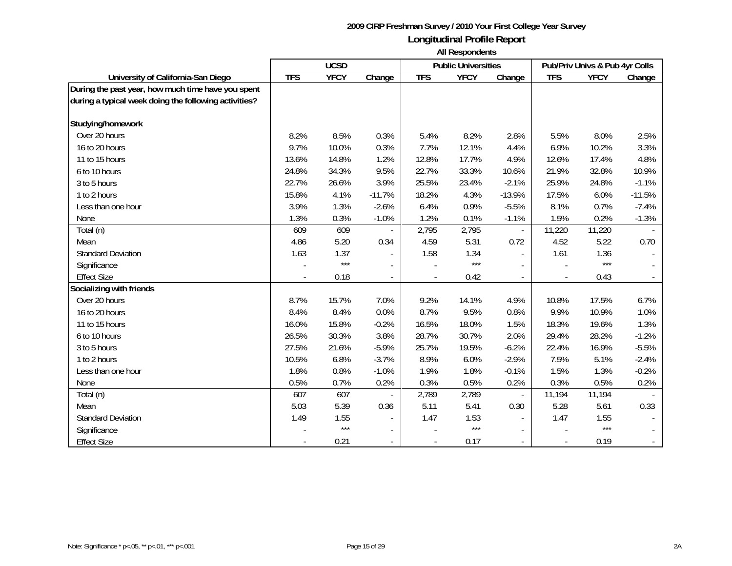**2009 CIRP Freshman Survey / 2010 Your First College Year Survey**

**Longitudinal Profile Report**

**All Respondents**

| University of California-San Diego | UCSD | | | Public Universities | | | Pub/Priv Univs & Pub 4yr Colls | | |
|---|---|---|---|---|---|---|---|---|---|
| | **TFS** | **YFCY** | **Change** | **TFS** | **YFCY** | **Change** | **TFS** | **YFCY** | **Change** |
| **During the past year, how much time have you spent during a typical week doing the following activities?** | | | | | | | | | |
| **Studying/homework** | | | | | | | | | |
| Over 20 hours | 8.2% | 8.5% | 0.3% | 5.4% | 8.2% | 2.8% | 5.5% | 8.0% | 2.5% |
| 16 to 20 hours | 9.7% | 10.0% | 0.3% | 7.7% | 12.1% | 4.4% | 6.9% | 10.2% | 3.3% |
| 11 to 15 hours | 13.6% | 14.8% | 1.2% | 12.8% | 17.7% | 4.9% | 12.6% | 17.4% | 4.8% |
| 6 to 10 hours | 24.8% | 34.3% | 9.5% | 22.7% | 33.3% | 10.6% | 21.9% | 32.8% | 10.9% |
| 3 to 5 hours | 22.7% | 26.6% | 3.9% | 25.5% | 23.4% | -2.1% | 25.9% | 24.8% | -1.1% |
| 1 to 2 hours | 15.8% | 4.1% | -11.7% | 18.2% | 4.3% | -13.9% | 17.5% | 6.0% | -11.5% |
| Less than one hour | 3.9% | 1.3% | -2.6% | 6.4% | 0.9% | -5.5% | 8.1% | 0.7% | -7.4% |
| None | 1.3% | 0.3% | -1.0% | 1.2% | 0.1% | -1.1% | 1.5% | 0.2% | -1.3% |
| Total (n) | 609 | 609 | - | 2,795 | 2,795 | - | 11,220 | 11,220 | - |
| Mean | 4.86 | 5.20 | 0.34 | 4.59 | 5.31 | 0.72 | 4.52 | 5.22 | 0.70 |
| Standard Deviation | 1.63 | 1.37 | - | 1.58 | 1.34 | - | 1.61 | 1.36 | - |
| Significance | - | *** | - | - | *** | - | - | *** | - |
| Effect Size | - | 0.18 | - | - | 0.42 | - | - | 0.43 | - |
| **Socializing with friends** | | | | | | | | | |
| Over 20 hours | 8.7% | 15.7% | 7.0% | 9.2% | 14.1% | 4.9% | 10.8% | 17.5% | 6.7% |
| 16 to 20 hours | 8.4% | 8.4% | 0.0% | 8.7% | 9.5% | 0.8% | 9.9% | 10.9% | 1.0% |
| 11 to 15 hours | 16.0% | 15.8% | -0.2% | 16.5% | 18.0% | 1.5% | 18.3% | 19.6% | 1.3% |
| 6 to 10 hours | 26.5% | 30.3% | 3.8% | 28.7% | 30.7% | 2.0% | 29.4% | 28.2% | -1.2% |
| 3 to 5 hours | 27.5% | 21.6% | -5.9% | 25.7% | 19.5% | -6.2% | 22.4% | 16.9% | -5.5% |
| 1 to 2 hours | 10.5% | 6.8% | -3.7% | 8.9% | 6.0% | -2.9% | 7.5% | 5.1% | -2.4% |
| Less than one hour | 1.8% | 0.8% | -1.0% | 1.9% | 1.8% | -0.1% | 1.5% | 1.3% | -0.2% |
| None | 0.5% | 0.7% | 0.2% | 0.3% | 0.5% | 0.2% | 0.3% | 0.5% | 0.2% |
| Total (n) | 607 | 607 | - | 2,789 | 2,789 | - | 11,194 | 11,194 | - |
| Mean | 5.03 | 5.39 | 0.36 | 5.11 | 5.41 | 0.30 | 5.28 | 5.61 | 0.33 |
| Standard Deviation | 1.49 | 1.55 | - | 1.47 | 1.53 | - | 1.47 | 1.55 | - |
| Significance | - | *** | - | - | *** | - | - | *** | - |
| Effect Size | - | 0.21 | - | - | 0.17 | - | - | 0.19 | - |

Note: Significance * p<.05, ** p<.01, *** p<.001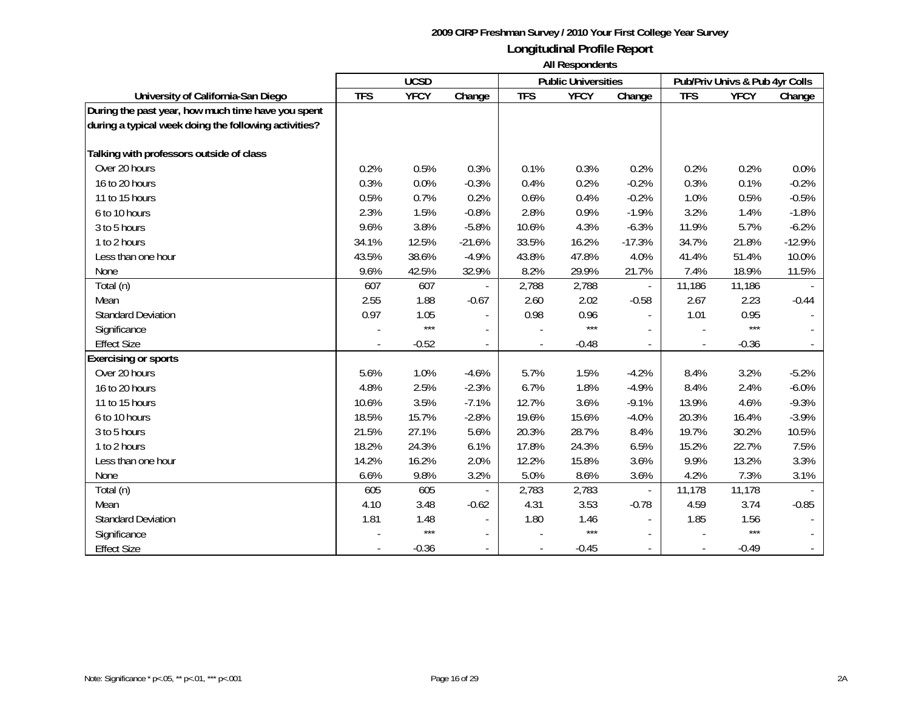**2009 CIRP Freshman Survey / 2010 Your First College Year Survey**

**Longitudinal Profile Report**

**All Respondents**

| | UCSD | | | Public Universities | | | Pub/Priv Univs & Pub 4yr Colls | | |
|---|---|---|---|---|---|---|---|---|---|
| **University of California-San Diego** | **TFS** | **YFCY** | **Change** | **TFS** | **YFCY** | **Change** | **TFS** | **YFCY** | **Change** |
| **During the past year, how much time have you spent during a typical week doing the following activities?** | | | | | | | | | |
| **Talking with professors outside of class** | | | | | | | | | |
| Over 20 hours | 0.2% | 0.5% | 0.3% | 0.1% | 0.3% | 0.2% | 0.2% | 0.2% | 0.0% |
| 16 to 20 hours | 0.3% | 0.0% | -0.3% | 0.4% | 0.2% | -0.2% | 0.3% | 0.1% | -0.2% |
| 11 to 15 hours | 0.5% | 0.7% | 0.2% | 0.6% | 0.4% | -0.2% | 1.0% | 0.5% | -0.5% |
| 6 to 10 hours | 2.3% | 1.5% | -0.8% | 2.8% | 0.9% | -1.9% | 3.2% | 1.4% | -1.8% |
| 3 to 5 hours | 9.6% | 3.8% | -5.8% | 10.6% | 4.3% | -6.3% | 11.9% | 5.7% | -6.2% |
| 1 to 2 hours | 34.1% | 12.5% | -21.6% | 33.5% | 16.2% | -17.3% | 34.7% | 21.8% | -12.9% |
| Less than one hour | 43.5% | 38.6% | -4.9% | 43.8% | 47.8% | 4.0% | 41.4% | 51.4% | 10.0% |
| None | 9.6% | 42.5% | 32.9% | 8.2% | 29.9% | 21.7% | 7.4% | 18.9% | 11.5% |
| Total (n) | 607 | 607 | - | 2,788 | 2,788 | - | 11,186 | 11,186 | - |
| Mean | 2.55 | 1.88 | -0.67 | 2.60 | 2.02 | -0.58 | 2.67 | 2.23 | -0.44 |
| Standard Deviation | 0.97 | 1.05 | - | 0.98 | 0.96 | - | 1.01 | 0.95 | - |
| Significance | - | *** | - | - | *** | - | - | *** | - |
| Effect Size | - | -0.52 | - | - | -0.48 | - | - | -0.36 | - |
| **Exercising or sports** | | | | | | | | | |
| Over 20 hours | 5.6% | 1.0% | -4.6% | 5.7% | 1.5% | -4.2% | 8.4% | 3.2% | -5.2% |
| 16 to 20 hours | 4.8% | 2.5% | -2.3% | 6.7% | 1.8% | -4.9% | 8.4% | 2.4% | -6.0% |
| 11 to 15 hours | 10.6% | 3.5% | -7.1% | 12.7% | 3.6% | -9.1% | 13.9% | 4.6% | -9.3% |
| 6 to 10 hours | 18.5% | 15.7% | -2.8% | 19.6% | 15.6% | -4.0% | 20.3% | 16.4% | -3.9% |
| 3 to 5 hours | 21.5% | 27.1% | 5.6% | 20.3% | 28.7% | 8.4% | 19.7% | 30.2% | 10.5% |
| 1 to 2 hours | 18.2% | 24.3% | 6.1% | 17.8% | 24.3% | 6.5% | 15.2% | 22.7% | 7.5% |
| Less than one hour | 14.2% | 16.2% | 2.0% | 12.2% | 15.8% | 3.6% | 9.9% | 13.2% | 3.3% |
| None | 6.6% | 9.8% | 3.2% | 5.0% | 8.6% | 3.6% | 4.2% | 7.3% | 3.1% |
| Total (n) | 605 | 605 | - | 2,783 | 2,783 | - | 11,178 | 11,178 | - |
| Mean | 4.10 | 3.48 | -0.62 | 4.31 | 3.53 | -0.78 | 4.59 | 3.74 | -0.85 |
| Standard Deviation | 1.81 | 1.48 | - | 1.80 | 1.46 | - | 1.85 | 1.56 | - |
| Significance | - | *** | - | - | *** | - | - | *** | - |
| Effect Size | - | -0.36 | - | - | -0.45 | - | - | -0.49 | - |

Note: Significance * p<.05, ** p<.01, *** p<.001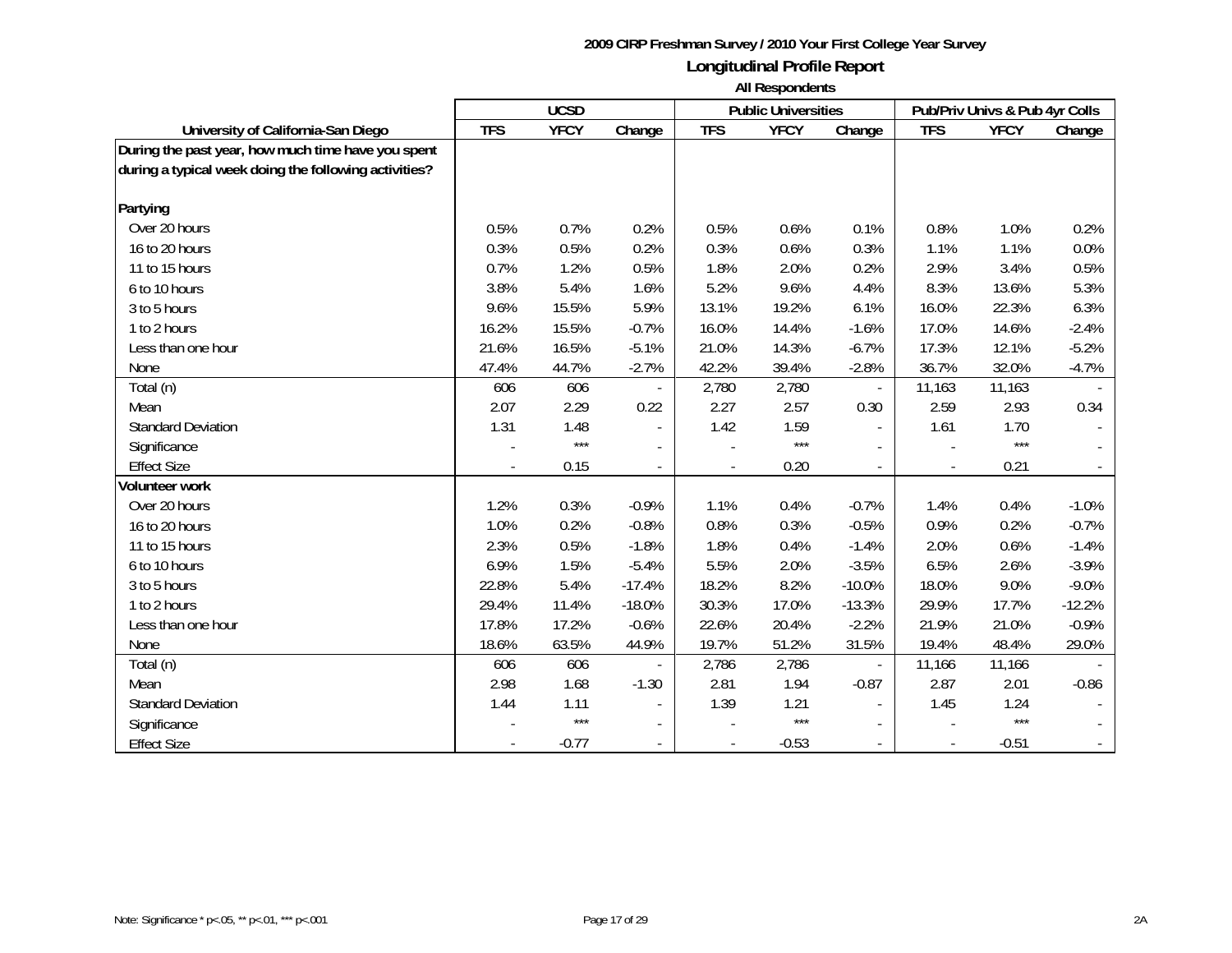**2009 CIRP Freshman Survey / 2010 Your First College Year Survey**

## Longitudinal Profile Report

**All Respondents**

| University of California-San Diego | UCSD | | | Public Universities | | | Pub/Priv Univs & Pub 4yr Colls | | |
|---|---|---|---|---|---|---|---|---|---|
| | TFS | YFCY | Change | TFS | YFCY | Change | TFS | YFCY | Change |
| **During the past year, how much time have you spent during a typical week doing the following activities?** | | | | | | | | | |
| **Partying** | | | | | | | | | |
| Over 20 hours | 0.5% | 0.7% | 0.2% | 0.5% | 0.6% | 0.1% | 0.8% | 1.0% | 0.2% |
| 16 to 20 hours | 0.3% | 0.5% | 0.2% | 0.3% | 0.6% | 0.3% | 1.1% | 1.1% | 0.0% |
| 11 to 15 hours | 0.7% | 1.2% | 0.5% | 1.8% | 2.0% | 0.2% | 2.9% | 3.4% | 0.5% |
| 6 to 10 hours | 3.8% | 5.4% | 1.6% | 5.2% | 9.6% | 4.4% | 8.3% | 13.6% | 5.3% |
| 3 to 5 hours | 9.6% | 15.5% | 5.9% | 13.1% | 19.2% | 6.1% | 16.0% | 22.3% | 6.3% |
| 1 to 2 hours | 16.2% | 15.5% | -0.7% | 16.0% | 14.4% | -1.6% | 17.0% | 14.6% | -2.4% |
| Less than one hour | 21.6% | 16.5% | -5.1% | 21.0% | 14.3% | -6.7% | 17.3% | 12.1% | -5.2% |
| None | 47.4% | 44.7% | -2.7% | 42.2% | 39.4% | -2.8% | 36.7% | 32.0% | -4.7% |
| Total (n) | 606 | 606 | - | 2,780 | 2,780 | - | 11,163 | 11,163 | - |
| Mean | 2.07 | 2.29 | 0.22 | 2.27 | 2.57 | 0.30 | 2.59 | 2.93 | 0.34 |
| Standard Deviation | 1.31 | 1.48 | - | 1.42 | 1.59 | - | 1.61 | 1.70 | - |
| Significance | - | *** | - | - | *** | - | - | *** | - |
| Effect Size | - | 0.15 | - | - | 0.20 | - | - | 0.21 | - |
| **Volunteer work** | | | | | | | | | |
| Over 20 hours | 1.2% | 0.3% | -0.9% | 1.1% | 0.4% | -0.7% | 1.4% | 0.4% | -1.0% |
| 16 to 20 hours | 1.0% | 0.2% | -0.8% | 0.8% | 0.3% | -0.5% | 0.9% | 0.2% | -0.7% |
| 11 to 15 hours | 2.3% | 0.5% | -1.8% | 1.8% | 0.4% | -1.4% | 2.0% | 0.6% | -1.4% |
| 6 to 10 hours | 6.9% | 1.5% | -5.4% | 5.5% | 2.0% | -3.5% | 6.5% | 2.6% | -3.9% |
| 3 to 5 hours | 22.8% | 5.4% | -17.4% | 18.2% | 8.2% | -10.0% | 18.0% | 9.0% | -9.0% |
| 1 to 2 hours | 29.4% | 11.4% | -18.0% | 30.3% | 17.0% | -13.3% | 29.9% | 17.7% | -12.2% |
| Less than one hour | 17.8% | 17.2% | -0.6% | 22.6% | 20.4% | -2.2% | 21.9% | 21.0% | -0.9% |
| None | 18.6% | 63.5% | 44.9% | 19.7% | 51.2% | 31.5% | 19.4% | 48.4% | 29.0% |
| Total (n) | 606 | 606 | - | 2,786 | 2,786 | - | 11,166 | 11,166 | - |
| Mean | 2.98 | 1.68 | -1.30 | 2.81 | 1.94 | -0.87 | 2.87 | 2.01 | -0.86 |
| Standard Deviation | 1.44 | 1.11 | - | 1.39 | 1.21 | - | 1.45 | 1.24 | - |
| Significance | - | *** | - | - | *** | - | - | *** | - |
| Effect Size | - | -0.77 | - | - | -0.53 | - | - | -0.51 | - |

Note: Significance * p<.05, ** p<.01, *** p<.001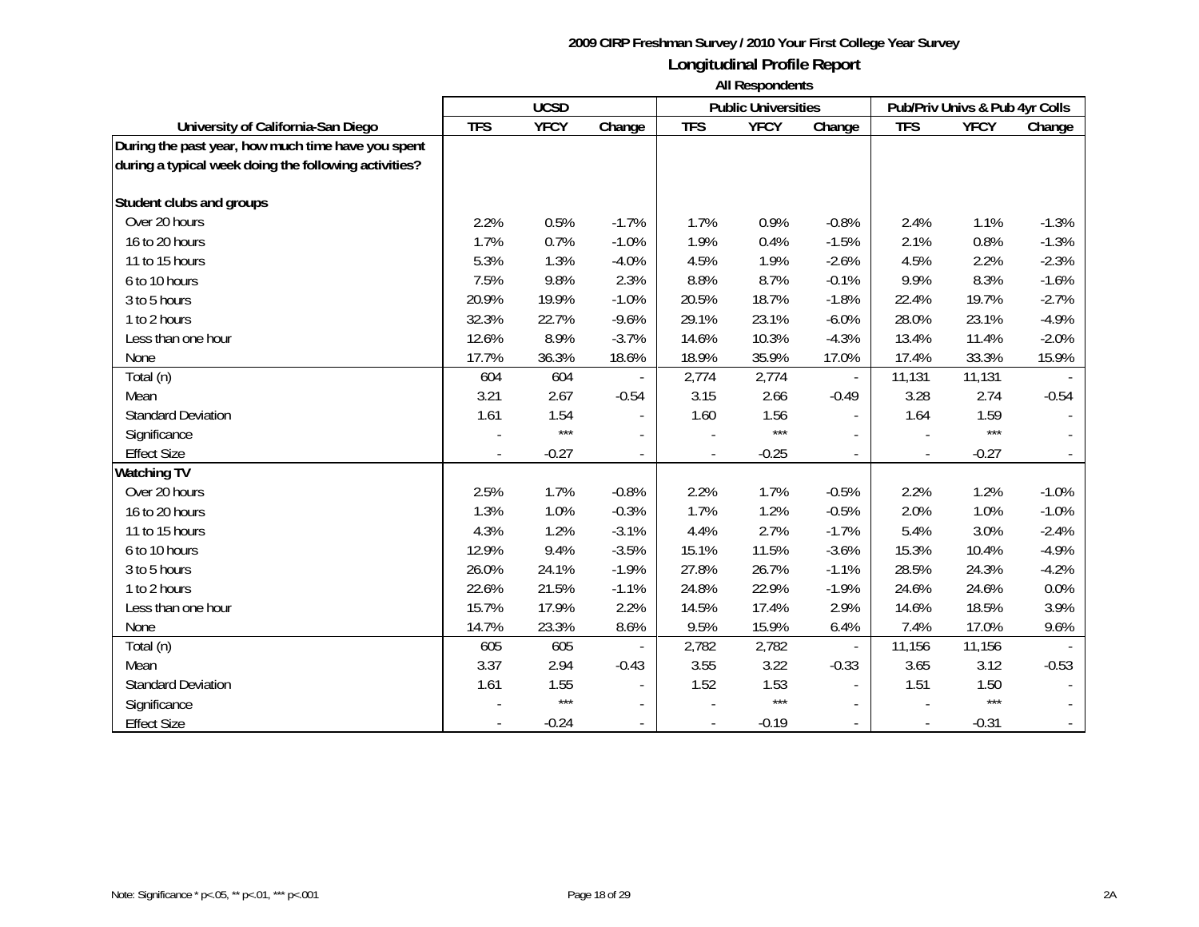**2009 CIRP Freshman Survey / 2010 Your First College Year Survey**

**Longitudinal Profile Report**

**All Respondents**

| University of California-San Diego | UCSD | | | Public Universities | | | Pub/Priv Univs & Pub 4yr Colls | | |
|---|---|---|---|---|---|---|---|---|---|
| | TFS | YFCY | Change | TFS | YFCY | Change | TFS | YFCY | Change |
| **During the past year, how much time have you spent during a typical week doing the following activities?** | | | | | | | | | |
| **Student clubs and groups** | | | | | | | | | |
| Over 20 hours | 2.2% | 0.5% | -1.7% | 1.7% | 0.9% | -0.8% | 2.4% | 1.1% | -1.3% |
| 16 to 20 hours | 1.7% | 0.7% | -1.0% | 1.9% | 0.4% | -1.5% | 2.1% | 0.8% | -1.3% |
| 11 to 15 hours | 5.3% | 1.3% | -4.0% | 4.5% | 1.9% | -2.6% | 4.5% | 2.2% | -2.3% |
| 6 to 10 hours | 7.5% | 9.8% | 2.3% | 8.8% | 8.7% | -0.1% | 9.9% | 8.3% | -1.6% |
| 3 to 5 hours | 20.9% | 19.9% | -1.0% | 20.5% | 18.7% | -1.8% | 22.4% | 19.7% | -2.7% |
| 1 to 2 hours | 32.3% | 22.7% | -9.6% | 29.1% | 23.1% | -6.0% | 28.0% | 23.1% | -4.9% |
| Less than one hour | 12.6% | 8.9% | -3.7% | 14.6% | 10.3% | -4.3% | 13.4% | 11.4% | -2.0% |
| None | 17.7% | 36.3% | 18.6% | 18.9% | 35.9% | 17.0% | 17.4% | 33.3% | 15.9% |
| Total (n) | 604 | 604 | - | 2,774 | 2,774 | - | 11,131 | 11,131 | - |
| Mean | 3.21 | 2.67 | -0.54 | 3.15 | 2.66 | -0.49 | 3.28 | 2.74 | -0.54 |
| Standard Deviation | 1.61 | 1.54 | - | 1.60 | 1.56 | - | 1.64 | 1.59 | - |
| Significance | - | *** | - | - | *** | - | - | *** | - |
| Effect Size | - | -0.27 | - | - | -0.25 | - | - | -0.27 | - |
| **Watching TV** | | | | | | | | | |
| Over 20 hours | 2.5% | 1.7% | -0.8% | 2.2% | 1.7% | -0.5% | 2.2% | 1.2% | -1.0% |
| 16 to 20 hours | 1.3% | 1.0% | -0.3% | 1.7% | 1.2% | -0.5% | 2.0% | 1.0% | -1.0% |
| 11 to 15 hours | 4.3% | 1.2% | -3.1% | 4.4% | 2.7% | -1.7% | 5.4% | 3.0% | -2.4% |
| 6 to 10 hours | 12.9% | 9.4% | -3.5% | 15.1% | 11.5% | -3.6% | 15.3% | 10.4% | -4.9% |
| 3 to 5 hours | 26.0% | 24.1% | -1.9% | 27.8% | 26.7% | -1.1% | 28.5% | 24.3% | -4.2% |
| 1 to 2 hours | 22.6% | 21.5% | -1.1% | 24.8% | 22.9% | -1.9% | 24.6% | 24.6% | 0.0% |
| Less than one hour | 15.7% | 17.9% | 2.2% | 14.5% | 17.4% | 2.9% | 14.6% | 18.5% | 3.9% |
| None | 14.7% | 23.3% | 8.6% | 9.5% | 15.9% | 6.4% | 7.4% | 17.0% | 9.6% |
| Total (n) | 605 | 605 | - | 2,782 | 2,782 | - | 11,156 | 11,156 | - |
| Mean | 3.37 | 2.94 | -0.43 | 3.55 | 3.22 | -0.33 | 3.65 | 3.12 | -0.53 |
| Standard Deviation | 1.61 | 1.55 | - | 1.52 | 1.53 | - | 1.51 | 1.50 | - |
| Significance | - | *** | - | - | *** | - | - | *** | - |
| Effect Size | - | -0.24 | - | - | -0.19 | - | - | -0.31 | - |

Note: Significance * p<.05, ** p<.01, *** p<.001

2A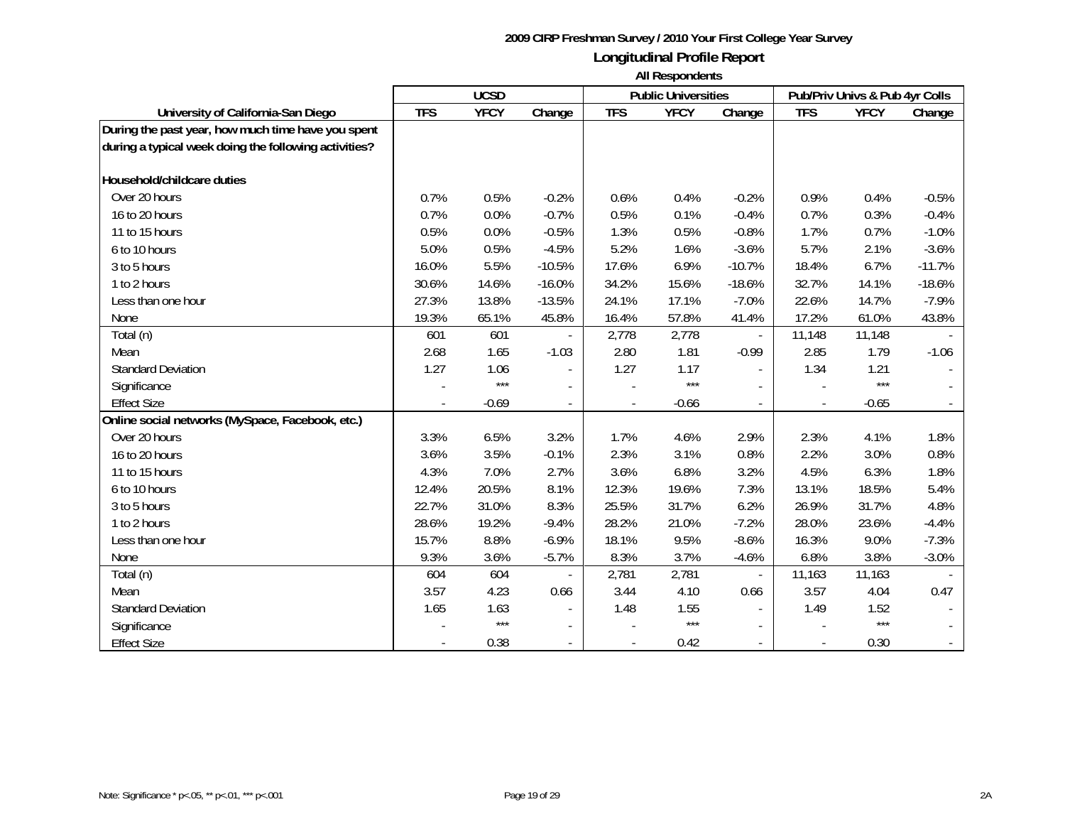**2009 CIRP Freshman Survey / 2010 Your First College Year Survey**

**Longitudinal Profile Report**

**All Respondents**

| | UCSD | | | Public Universities | | | Pub/Priv Univs & Pub 4yr Colls | | |
|---|---|---|---|---|---|---|---|---|---|
| **University of California-San Diego** | **TFS** | **YFCY** | **Change** | **TFS** | **YFCY** | **Change** | **TFS** | **YFCY** | **Change** |
| **During the past year, how much time have you spent during a typical week doing the following activities?** | | | | | | | | | |
| **Household/childcare duties** | | | | | | | | | |
| Over 20 hours | 0.7% | 0.5% | -0.2% | 0.6% | 0.4% | -0.2% | 0.9% | 0.4% | -0.5% |
| 16 to 20 hours | 0.7% | 0.0% | -0.7% | 0.5% | 0.1% | -0.4% | 0.7% | 0.3% | -0.4% |
| 11 to 15 hours | 0.5% | 0.0% | -0.5% | 1.3% | 0.5% | -0.8% | 1.7% | 0.7% | -1.0% |
| 6 to 10 hours | 5.0% | 0.5% | -4.5% | 5.2% | 1.6% | -3.6% | 5.7% | 2.1% | -3.6% |
| 3 to 5 hours | 16.0% | 5.5% | -10.5% | 17.6% | 6.9% | -10.7% | 18.4% | 6.7% | -11.7% |
| 1 to 2 hours | 30.6% | 14.6% | -16.0% | 34.2% | 15.6% | -18.6% | 32.7% | 14.1% | -18.6% |
| Less than one hour | 27.3% | 13.8% | -13.5% | 24.1% | 17.1% | -7.0% | 22.6% | 14.7% | -7.9% |
| None | 19.3% | 65.1% | 45.8% | 16.4% | 57.8% | 41.4% | 17.2% | 61.0% | 43.8% |
| Total (n) | 601 | 601 | - | 2,778 | 2,778 | - | 11,148 | 11,148 | - |
| Mean | 2.68 | 1.65 | -1.03 | 2.80 | 1.81 | -0.99 | 2.85 | 1.79 | -1.06 |
| Standard Deviation | 1.27 | 1.06 | - | 1.27 | 1.17 | - | 1.34 | 1.21 | - |
| Significance | - | *** | - | - | *** | - | - | *** | - |
| Effect Size | - | -0.69 | - | - | -0.66 | - | - | -0.65 | - |
| **Online social networks (MySpace, Facebook, etc.)** | | | | | | | | | |
| Over 20 hours | 3.3% | 6.5% | 3.2% | 1.7% | 4.6% | 2.9% | 2.3% | 4.1% | 1.8% |
| 16 to 20 hours | 3.6% | 3.5% | -0.1% | 2.3% | 3.1% | 0.8% | 2.2% | 3.0% | 0.8% |
| 11 to 15 hours | 4.3% | 7.0% | 2.7% | 3.6% | 6.8% | 3.2% | 4.5% | 6.3% | 1.8% |
| 6 to 10 hours | 12.4% | 20.5% | 8.1% | 12.3% | 19.6% | 7.3% | 13.1% | 18.5% | 5.4% |
| 3 to 5 hours | 22.7% | 31.0% | 8.3% | 25.5% | 31.7% | 6.2% | 26.9% | 31.7% | 4.8% |
| 1 to 2 hours | 28.6% | 19.2% | -9.4% | 28.2% | 21.0% | -7.2% | 28.0% | 23.6% | -4.4% |
| Less than one hour | 15.7% | 8.8% | -6.9% | 18.1% | 9.5% | -8.6% | 16.3% | 9.0% | -7.3% |
| None | 9.3% | 3.6% | -5.7% | 8.3% | 3.7% | -4.6% | 6.8% | 3.8% | -3.0% |
| Total (n) | 604 | 604 | - | 2,781 | 2,781 | - | 11,163 | 11,163 | - |
| Mean | 3.57 | 4.23 | 0.66 | 3.44 | 4.10 | 0.66 | 3.57 | 4.04 | 0.47 |
| Standard Deviation | 1.65 | 1.63 | - | 1.48 | 1.55 | - | 1.49 | 1.52 | - |
| Significance | - | *** | - | - | *** | - | - | *** | - |
| Effect Size | - | 0.38 | - | - | 0.42 | - | - | 0.30 | - |

Note: Significance * p<.05, ** p<.01, *** p<.001

2A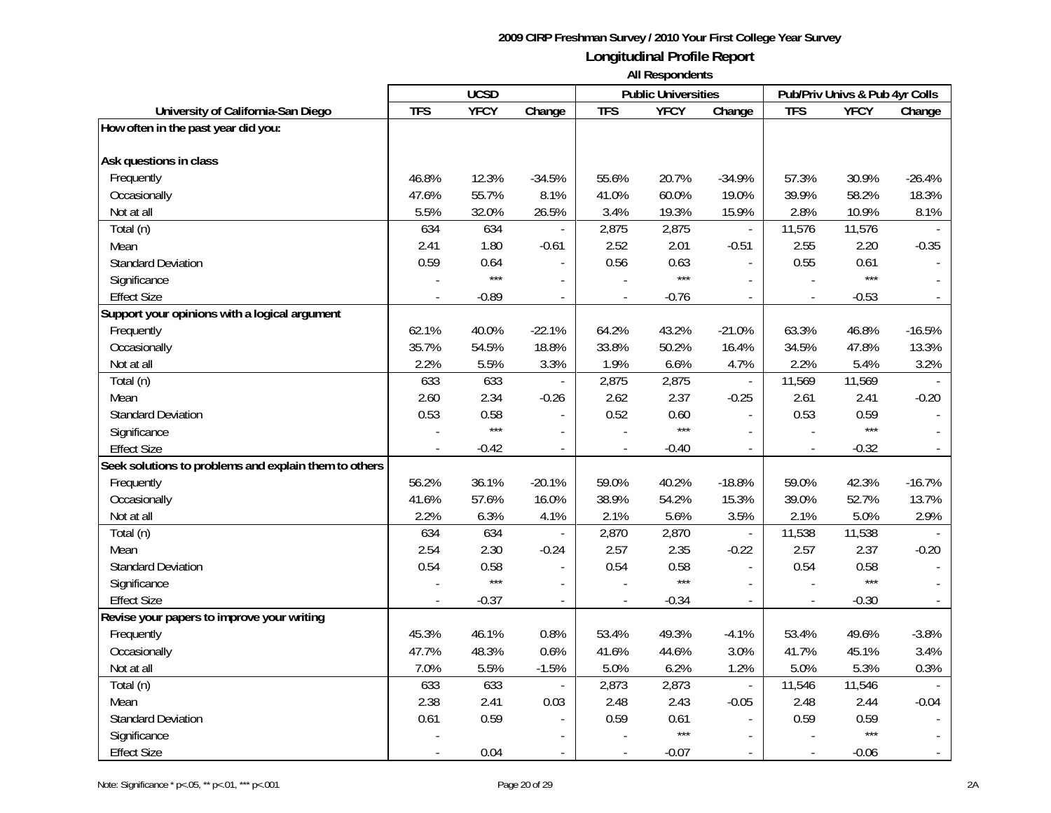## 2009 CIRP Freshman Survey / 2010 Your First College Year Survey

## Longitudinal Profile Report

### All Respondents

| | UCSD | | | Public Universities | | | Pub/Priv Univs & Pub 4yr Colls | | |
|---|---|---|---|---|---|---|---|---|---|
| **University of California-San Diego** | **TFS** | **YFCY** | **Change** | **TFS** | **YFCY** | **Change** | **TFS** | **YFCY** | **Change** |
| **How often in the past year did you:** | | | | | | | | | |
| **Ask questions in class** | | | | | | | | | |
| Frequently | 46.8% | 12.3% | -34.5% | 55.6% | 20.7% | -34.9% | 57.3% | 30.9% | -26.4% |
| Occasionally | 47.6% | 55.7% | 8.1% | 41.0% | 60.0% | 19.0% | 39.9% | 58.2% | 18.3% |
| Not at all | 5.5% | 32.0% | 26.5% | 3.4% | 19.3% | 15.9% | 2.8% | 10.9% | 8.1% |
| Total (n) | 634 | 634 | - | 2,875 | 2,875 | - | 11,576 | 11,576 | - |
| Mean | 2.41 | 1.80 | -0.61 | 2.52 | 2.01 | -0.51 | 2.55 | 2.20 | -0.35 |
| Standard Deviation | 0.59 | 0.64 | - | 0.56 | 0.63 | - | 0.55 | 0.61 | - |
| Significance | - | *** | - | - | *** | - | - | *** | - |
| Effect Size | - | -0.89 | - | - | -0.76 | - | - | -0.53 | - |
| **Support your opinions with a logical argument** | | | | | | | | | |
| Frequently | 62.1% | 40.0% | -22.1% | 64.2% | 43.2% | -21.0% | 63.3% | 46.8% | -16.5% |
| Occasionally | 35.7% | 54.5% | 18.8% | 33.8% | 50.2% | 16.4% | 34.5% | 47.8% | 13.3% |
| Not at all | 2.2% | 5.5% | 3.3% | 1.9% | 6.6% | 4.7% | 2.2% | 5.4% | 3.2% |
| Total (n) | 633 | 633 | - | 2,875 | 2,875 | - | 11,569 | 11,569 | - |
| Mean | 2.60 | 2.34 | -0.26 | 2.62 | 2.37 | -0.25 | 2.61 | 2.41 | -0.20 |
| Standard Deviation | 0.53 | 0.58 | - | 0.52 | 0.60 | - | 0.53 | 0.59 | - |
| Significance | - | *** | - | - | *** | - | - | *** | - |
| Effect Size | - | -0.42 | - | - | -0.40 | - | - | -0.32 | - |
| **Seek solutions to problems and explain them to others** | | | | | | | | | |
| Frequently | 56.2% | 36.1% | -20.1% | 59.0% | 40.2% | -18.8% | 59.0% | 42.3% | -16.7% |
| Occasionally | 41.6% | 57.6% | 16.0% | 38.9% | 54.2% | 15.3% | 39.0% | 52.7% | 13.7% |
| Not at all | 2.2% | 6.3% | 4.1% | 2.1% | 5.6% | 3.5% | 2.1% | 5.0% | 2.9% |
| Total (n) | 634 | 634 | - | 2,870 | 2,870 | - | 11,538 | 11,538 | - |
| Mean | 2.54 | 2.30 | -0.24 | 2.57 | 2.35 | -0.22 | 2.57 | 2.37 | -0.20 |
| Standard Deviation | 0.54 | 0.58 | - | 0.54 | 0.58 | - | 0.54 | 0.58 | - |
| Significance | - | *** | - | - | *** | - | - | *** | - |
| Effect Size | - | -0.37 | - | - | -0.34 | - | - | -0.30 | - |
| **Revise your papers to improve your writing** | | | | | | | | | |
| Frequently | 45.3% | 46.1% | 0.8% | 53.4% | 49.3% | -4.1% | 53.4% | 49.6% | -3.8% |
| Occasionally | 47.7% | 48.3% | 0.6% | 41.6% | 44.6% | 3.0% | 41.7% | 45.1% | 3.4% |
| Not at all | 7.0% | 5.5% | -1.5% | 5.0% | 6.2% | 1.2% | 5.0% | 5.3% | 0.3% |
| Total (n) | 633 | 633 | - | 2,873 | 2,873 | - | 11,546 | 11,546 | - |
| Mean | 2.38 | 2.41 | 0.03 | 2.48 | 2.43 | -0.05 | 2.48 | 2.44 | -0.04 |
| Standard Deviation | 0.61 | 0.59 | - | 0.59 | 0.61 | - | 0.59 | 0.59 | - |
| Significance | - | | - | - | *** | - | - | *** | - |
| Effect Size | - | 0.04 | - | - | -0.07 | - | - | -0.06 | - |

Note: Significance * p<.05, ** p<.01, *** p<.001

2A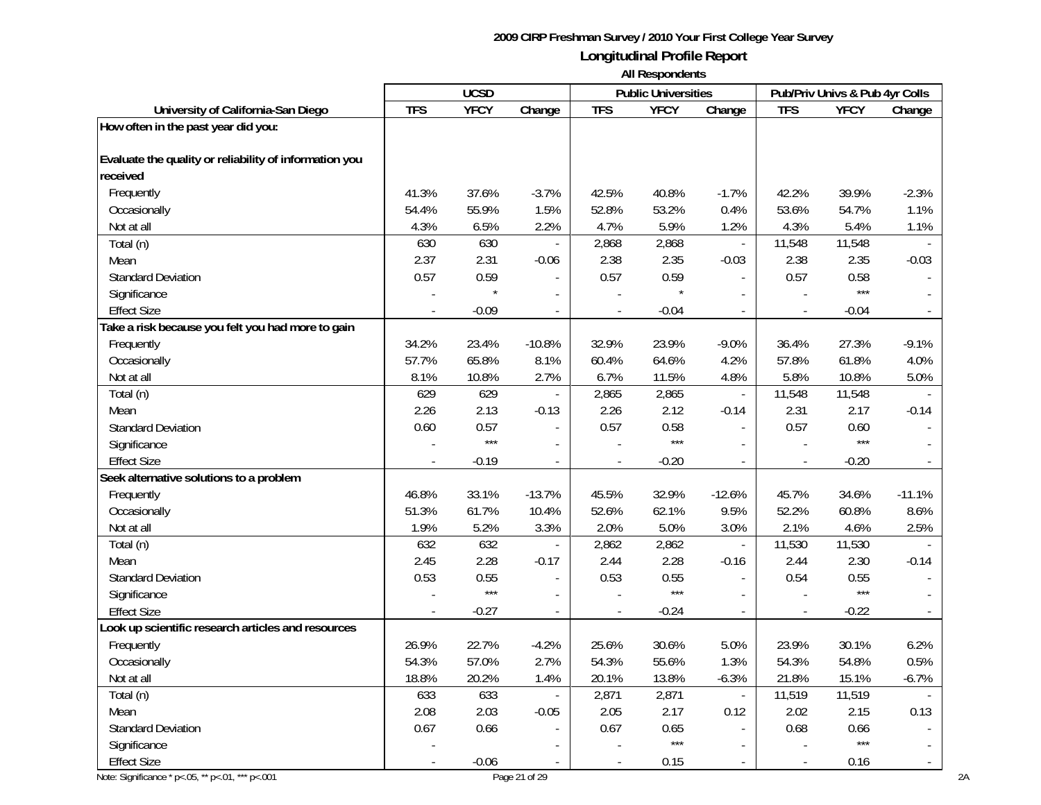**2009 CIRP Freshman Survey / 2010 Your First College Year Survey**

**Longitudinal Profile Report**

**All Respondents**

| University of California-San Diego | UCSD | | | Public Universities | | | Pub/Priv Univs & Pub 4yr Colls | | |
|---|---|---|---|---|---|---|---|---|---|
| | TFS | YFCY | Change | TFS | YFCY | Change | TFS | YFCY | Change |
| **How often in the past year did you:** | | | | | | | | | |
| **Evaluate the quality or reliability of information you received** | | | | | | | | | |
| Frequently | 41.3% | 37.6% | -3.7% | 42.5% | 40.8% | -1.7% | 42.2% | 39.9% | -2.3% |
| Occasionally | 54.4% | 55.9% | 1.5% | 52.8% | 53.2% | 0.4% | 53.6% | 54.7% | 1.1% |
| Not at all | 4.3% | 6.5% | 2.2% | 4.7% | 5.9% | 1.2% | 4.3% | 5.4% | 1.1% |
| Total (n) | 630 | 630 | - | 2,868 | 2,868 | - | 11,548 | 11,548 | - |
| Mean | 2.37 | 2.31 | -0.06 | 2.38 | 2.35 | -0.03 | 2.38 | 2.35 | -0.03 |
| Standard Deviation | 0.57 | 0.59 | - | 0.57 | 0.59 | - | 0.57 | 0.58 | - |
| Significance | - | * | - | - | * | - | - | *** | - |
| Effect Size | - | -0.09 | - | - | -0.04 | - | - | -0.04 | - |
| **Take a risk because you felt you had more to gain** | | | | | | | | | |
| Frequently | 34.2% | 23.4% | -10.8% | 32.9% | 23.9% | -9.0% | 36.4% | 27.3% | -9.1% |
| Occasionally | 57.7% | 65.8% | 8.1% | 60.4% | 64.6% | 4.2% | 57.8% | 61.8% | 4.0% |
| Not at all | 8.1% | 10.8% | 2.7% | 6.7% | 11.5% | 4.8% | 5.8% | 10.8% | 5.0% |
| Total (n) | 629 | 629 | - | 2,865 | 2,865 | - | 11,548 | 11,548 | - |
| Mean | 2.26 | 2.13 | -0.13 | 2.26 | 2.12 | -0.14 | 2.31 | 2.17 | -0.14 |
| Standard Deviation | 0.60 | 0.57 | - | 0.57 | 0.58 | - | 0.57 | 0.60 | - |
| Significance | - | *** | - | - | *** | - | - | *** | - |
| Effect Size | - | -0.19 | - | - | -0.20 | - | - | -0.20 | - |
| **Seek alternative solutions to a problem** | | | | | | | | | |
| Frequently | 46.8% | 33.1% | -13.7% | 45.5% | 32.9% | -12.6% | 45.7% | 34.6% | -11.1% |
| Occasionally | 51.3% | 61.7% | 10.4% | 52.6% | 62.1% | 9.5% | 52.2% | 60.8% | 8.6% |
| Not at all | 1.9% | 5.2% | 3.3% | 2.0% | 5.0% | 3.0% | 2.1% | 4.6% | 2.5% |
| Total (n) | 632 | 632 | - | 2,862 | 2,862 | - | 11,530 | 11,530 | - |
| Mean | 2.45 | 2.28 | -0.17 | 2.44 | 2.28 | -0.16 | 2.44 | 2.30 | -0.14 |
| Standard Deviation | 0.53 | 0.55 | - | 0.53 | 0.55 | - | 0.54 | 0.55 | - |
| Significance | - | *** | - | - | *** | - | - | *** | - |
| Effect Size | - | -0.27 | - | - | -0.24 | - | - | -0.22 | - |
| **Look up scientific research articles and resources** | | | | | | | | | |
| Frequently | 26.9% | 22.7% | -4.2% | 25.6% | 30.6% | 5.0% | 23.9% | 30.1% | 6.2% |
| Occasionally | 54.3% | 57.0% | 2.7% | 54.3% | 55.6% | 1.3% | 54.3% | 54.8% | 0.5% |
| Not at all | 18.8% | 20.2% | 1.4% | 20.1% | 13.8% | -6.3% | 21.8% | 15.1% | -6.7% |
| Total (n) | 633 | 633 | - | 2,871 | 2,871 | - | 11,519 | 11,519 | - |
| Mean | 2.08 | 2.03 | -0.05 | 2.05 | 2.17 | 0.12 | 2.02 | 2.15 | 0.13 |
| Standard Deviation | 0.67 | 0.66 | - | 0.67 | 0.65 | - | 0.68 | 0.66 | - |
| Significance | - | | - | - | *** | - | - | *** | - |
| Effect Size | - | -0.06 | - | - | 0.15 | - | - | 0.16 | - |

Note: Significance * p<.05, ** p<.01, *** p<.001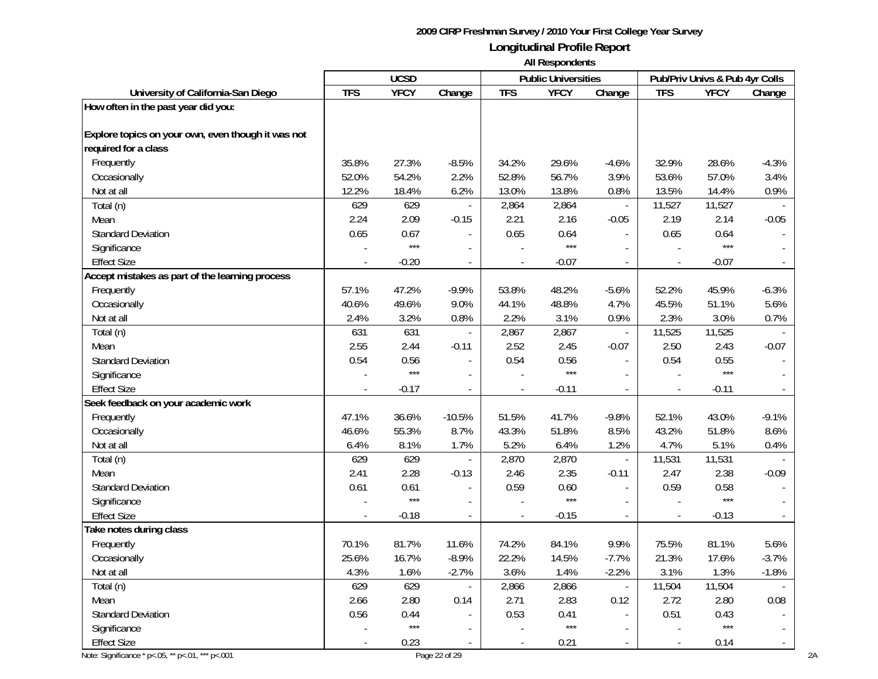**2009 CIRP Freshman Survey / 2010 Your First College Year Survey**

**Longitudinal Profile Report**

**All Respondents**

| | UCSD | | | Public Universities | | | Pub/Priv Univs & Pub 4yr Colls | | |
|---|---|---|---|---|---|---|---|---|---|
| **University of California-San Diego** | **TFS** | **YFCY** | **Change** | **TFS** | **YFCY** | **Change** | **TFS** | **YFCY** | **Change** |
| **How often in the past year did you:** | | | | | | | | | |
| **Explore topics on your own, even though it was not required for a class** | | | | | | | | | |
| Frequently | 35.8% | 27.3% | -8.5% | 34.2% | 29.6% | -4.6% | 32.9% | 28.6% | -4.3% |
| Occasionally | 52.0% | 54.2% | 2.2% | 52.8% | 56.7% | 3.9% | 53.6% | 57.0% | 3.4% |
| Not at all | 12.2% | 18.4% | 6.2% | 13.0% | 13.8% | 0.8% | 13.5% | 14.4% | 0.9% |
| Total (n) | 629 | 629 | - | 2,864 | 2,864 | - | 11,527 | 11,527 | - |
| Mean | 2.24 | 2.09 | -0.15 | 2.21 | 2.16 | -0.05 | 2.19 | 2.14 | -0.05 |
| Standard Deviation | 0.65 | 0.67 | - | 0.65 | 0.64 | - | 0.65 | 0.64 | - |
| Significance | - | *** | - | - | *** | - | - | *** | - |
| Effect Size | - | -0.20 | - | - | -0.07 | - | - | -0.07 | - |
| **Accept mistakes as part of the learning process** | | | | | | | | | |
| Frequently | 57.1% | 47.2% | -9.9% | 53.8% | 48.2% | -5.6% | 52.2% | 45.9% | -6.3% |
| Occasionally | 40.6% | 49.6% | 9.0% | 44.1% | 48.8% | 4.7% | 45.5% | 51.1% | 5.6% |
| Not at all | 2.4% | 3.2% | 0.8% | 2.2% | 3.1% | 0.9% | 2.3% | 3.0% | 0.7% |
| Total (n) | 631 | 631 | - | 2,867 | 2,867 | - | 11,525 | 11,525 | - |
| Mean | 2.55 | 2.44 | -0.11 | 2.52 | 2.45 | -0.07 | 2.50 | 2.43 | -0.07 |
| Standard Deviation | 0.54 | 0.56 | - | 0.54 | 0.56 | - | 0.54 | 0.55 | - |
| Significance | - | *** | - | - | *** | - | - | *** | - |
| Effect Size | - | -0.17 | - | - | -0.11 | - | - | -0.11 | - |
| **Seek feedback on your academic work** | | | | | | | | | |
| Frequently | 47.1% | 36.6% | -10.5% | 51.5% | 41.7% | -9.8% | 52.1% | 43.0% | -9.1% |
| Occasionally | 46.6% | 55.3% | 8.7% | 43.3% | 51.8% | 8.5% | 43.2% | 51.8% | 8.6% |
| Not at all | 6.4% | 8.1% | 1.7% | 5.2% | 6.4% | 1.2% | 4.7% | 5.1% | 0.4% |
| Total (n) | 629 | 629 | - | 2,870 | 2,870 | - | 11,531 | 11,531 | - |
| Mean | 2.41 | 2.28 | -0.13 | 2.46 | 2.35 | -0.11 | 2.47 | 2.38 | -0.09 |
| Standard Deviation | 0.61 | 0.61 | - | 0.59 | 0.60 | - | 0.59 | 0.58 | - |
| Significance | - | *** | - | - | *** | - | - | *** | - |
| Effect Size | - | -0.18 | - | - | -0.15 | - | - | -0.13 | - |
| **Take notes during class** | | | | | | | | | |
| Frequently | 70.1% | 81.7% | 11.6% | 74.2% | 84.1% | 9.9% | 75.5% | 81.1% | 5.6% |
| Occasionally | 25.6% | 16.7% | -8.9% | 22.2% | 14.5% | -7.7% | 21.3% | 17.6% | -3.7% |
| Not at all | 4.3% | 1.6% | -2.7% | 3.6% | 1.4% | -2.2% | 3.1% | 1.3% | -1.8% |
| Total (n) | 629 | 629 | - | 2,866 | 2,866 | - | 11,504 | 11,504 | - |
| Mean | 2.66 | 2.80 | 0.14 | 2.71 | 2.83 | 0.12 | 2.72 | 2.80 | 0.08 |
| Standard Deviation | 0.56 | 0.44 | - | 0.53 | 0.41 | - | 0.51 | 0.43 | - |
| Significance | - | *** | - | - | *** | - | - | *** | - |
| Effect Size | - | 0.23 | - | - | 0.21 | - | - | 0.14 | - |

Note: Significance * p<.05, ** p<.01, *** p<.001

2A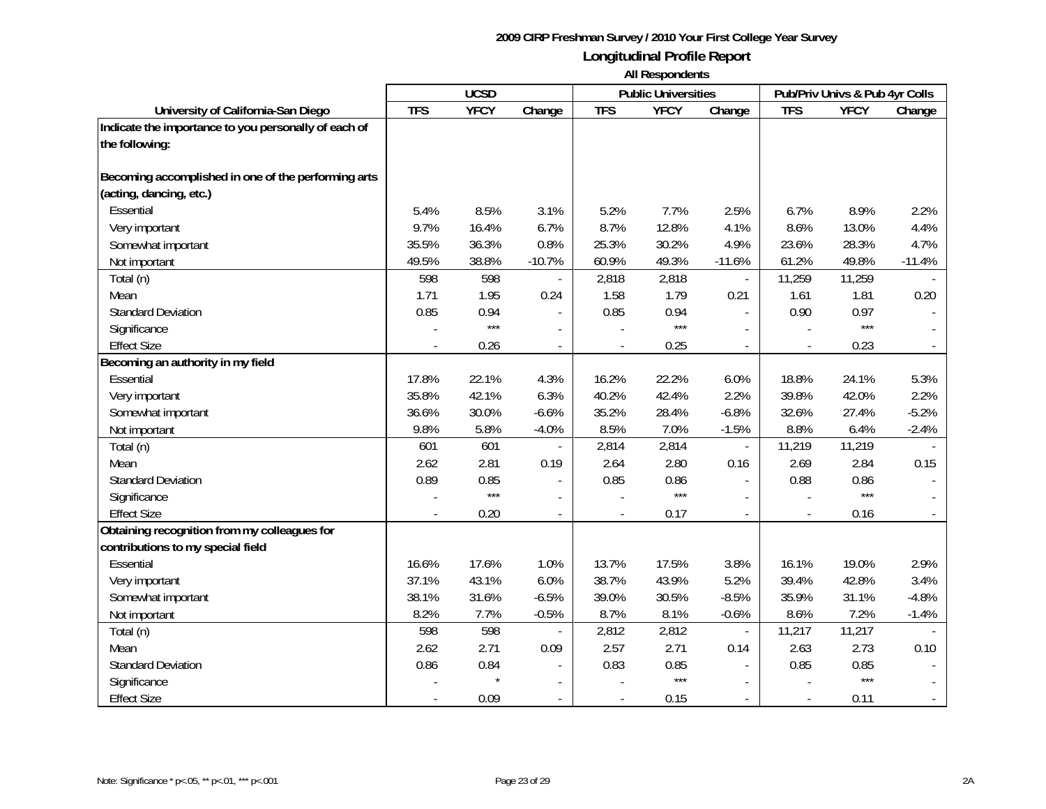**2009 CIRP Freshman Survey / 2010 Your First College Year Survey**

## Longitudinal Profile Report

**All Respondents**

| University of California-San Diego | UCSD | | | Public Universities | | | Pub/Priv Univs & Pub 4yr Colls | | |
|---|---|---|---|---|---|---|---|---|---|
| | TFS | YFCY | Change | TFS | YFCY | Change | TFS | YFCY | Change |
| **Indicate the importance to you personally of each of the following:** | | | | | | | | | |
| **Becoming accomplished in one of the performing arts (acting, dancing, etc.)** | | | | | | | | | |
| Essential | 5.4% | 8.5% | 3.1% | 5.2% | 7.7% | 2.5% | 6.7% | 8.9% | 2.2% |
| Very important | 9.7% | 16.4% | 6.7% | 8.7% | 12.8% | 4.1% | 8.6% | 13.0% | 4.4% |
| Somewhat important | 35.5% | 36.3% | 0.8% | 25.3% | 30.2% | 4.9% | 23.6% | 28.3% | 4.7% |
| Not important | 49.5% | 38.8% | -10.7% | 60.9% | 49.3% | -11.6% | 61.2% | 49.8% | -11.4% |
| Total (n) | 598 | 598 | - | 2,818 | 2,818 | - | 11,259 | 11,259 | - |
| Mean | 1.71 | 1.95 | 0.24 | 1.58 | 1.79 | 0.21 | 1.61 | 1.81 | 0.20 |
| Standard Deviation | 0.85 | 0.94 | - | 0.85 | 0.94 | - | 0.90 | 0.97 | - |
| Significance | - | *** | - | - | *** | - | - | *** | - |
| Effect Size | - | 0.26 | - | - | 0.25 | - | - | 0.23 | - |
| **Becoming an authority in my field** | | | | | | | | | |
| Essential | 17.8% | 22.1% | 4.3% | 16.2% | 22.2% | 6.0% | 18.8% | 24.1% | 5.3% |
| Very important | 35.8% | 42.1% | 6.3% | 40.2% | 42.4% | 2.2% | 39.8% | 42.0% | 2.2% |
| Somewhat important | 36.6% | 30.0% | -6.6% | 35.2% | 28.4% | -6.8% | 32.6% | 27.4% | -5.2% |
| Not important | 9.8% | 5.8% | -4.0% | 8.5% | 7.0% | -1.5% | 8.8% | 6.4% | -2.4% |
| Total (n) | 601 | 601 | - | 2,814 | 2,814 | - | 11,219 | 11,219 | - |
| Mean | 2.62 | 2.81 | 0.19 | 2.64 | 2.80 | 0.16 | 2.69 | 2.84 | 0.15 |
| Standard Deviation | 0.89 | 0.85 | - | 0.85 | 0.86 | - | 0.88 | 0.86 | - |
| Significance | - | *** | - | - | *** | - | - | *** | - |
| Effect Size | - | 0.20 | - | - | 0.17 | - | - | 0.16 | - |
| **Obtaining recognition from my colleagues for contributions to my special field** | | | | | | | | | |
| Essential | 16.6% | 17.6% | 1.0% | 13.7% | 17.5% | 3.8% | 16.1% | 19.0% | 2.9% |
| Very important | 37.1% | 43.1% | 6.0% | 38.7% | 43.9% | 5.2% | 39.4% | 42.8% | 3.4% |
| Somewhat important | 38.1% | 31.6% | -6.5% | 39.0% | 30.5% | -8.5% | 35.9% | 31.1% | -4.8% |
| Not important | 8.2% | 7.7% | -0.5% | 8.7% | 8.1% | -0.6% | 8.6% | 7.2% | -1.4% |
| Total (n) | 598 | 598 | - | 2,812 | 2,812 | - | 11,217 | 11,217 | - |
| Mean | 2.62 | 2.71 | 0.09 | 2.57 | 2.71 | 0.14 | 2.63 | 2.73 | 0.10 |
| Standard Deviation | 0.86 | 0.84 | - | 0.83 | 0.85 | - | 0.85 | 0.85 | - |
| Significance | - | * | - | - | *** | - | - | *** | - |
| Effect Size | - | 0.09 | - | - | 0.15 | - | - | 0.11 | - |

Note: Significance * p<.05, ** p<.01, *** p<.001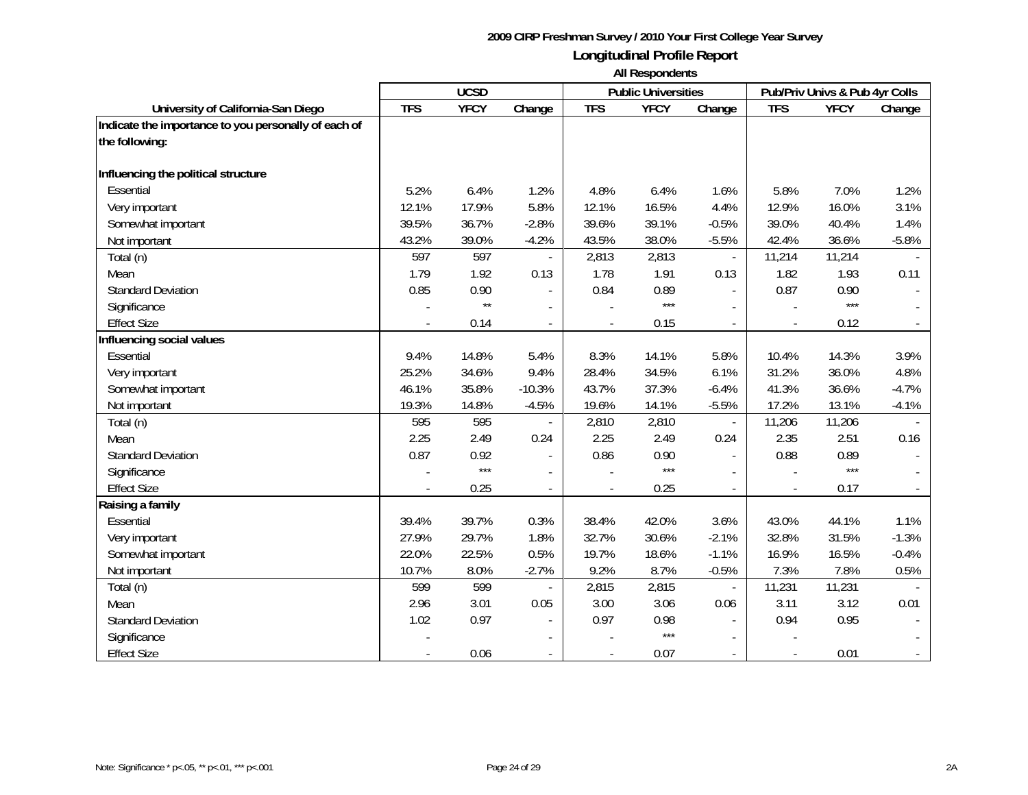## 2009 CIRP Freshman Survey / 2010 Your First College Year Survey

## Longitudinal Profile Report

### All Respondents

| | UCSD | | | Public Universities | | | Pub/Priv Univs & Pub 4yr Colls | | |
|---|---|---|---|---|---|---|---|---|---|
| **University of California-San Diego** | **TFS** | **YFCY** | **Change** | **TFS** | **YFCY** | **Change** | **TFS** | **YFCY** | **Change** |
| **Indicate the importance to you personally of each of the following:** | | | | | | | | | |
| **Influencing the political structure** | | | | | | | | | |
| Essential | 5.2% | 6.4% | 1.2% | 4.8% | 6.4% | 1.6% | 5.8% | 7.0% | 1.2% |
| Very important | 12.1% | 17.9% | 5.8% | 12.1% | 16.5% | 4.4% | 12.9% | 16.0% | 3.1% |
| Somewhat important | 39.5% | 36.7% | -2.8% | 39.6% | 39.1% | -0.5% | 39.0% | 40.4% | 1.4% |
| Not important | 43.2% | 39.0% | -4.2% | 43.5% | 38.0% | -5.5% | 42.4% | 36.6% | -5.8% |
| Total (n) | 597 | 597 | - | 2,813 | 2,813 | - | 11,214 | 11,214 | - |
| Mean | 1.79 | 1.92 | 0.13 | 1.78 | 1.91 | 0.13 | 1.82 | 1.93 | 0.11 |
| Standard Deviation | 0.85 | 0.90 | - | 0.84 | 0.89 | - | 0.87 | 0.90 | - |
| Significance | - | ** | - | - | *** | - | - | *** | - |
| Effect Size | - | 0.14 | - | - | 0.15 | - | - | 0.12 | - |
| **Influencing social values** | | | | | | | | | |
| Essential | 9.4% | 14.8% | 5.4% | 8.3% | 14.1% | 5.8% | 10.4% | 14.3% | 3.9% |
| Very important | 25.2% | 34.6% | 9.4% | 28.4% | 34.5% | 6.1% | 31.2% | 36.0% | 4.8% |
| Somewhat important | 46.1% | 35.8% | -10.3% | 43.7% | 37.3% | -6.4% | 41.3% | 36.6% | -4.7% |
| Not important | 19.3% | 14.8% | -4.5% | 19.6% | 14.1% | -5.5% | 17.2% | 13.1% | -4.1% |
| Total (n) | 595 | 595 | - | 2,810 | 2,810 | - | 11,206 | 11,206 | - |
| Mean | 2.25 | 2.49 | 0.24 | 2.25 | 2.49 | 0.24 | 2.35 | 2.51 | 0.16 |
| Standard Deviation | 0.87 | 0.92 | - | 0.86 | 0.90 | - | 0.88 | 0.89 | - |
| Significance | - | *** | - | - | *** | - | - | *** | - |
| Effect Size | - | 0.25 | - | - | 0.25 | - | - | 0.17 | - |
| **Raising a family** | | | | | | | | | |
| Essential | 39.4% | 39.7% | 0.3% | 38.4% | 42.0% | 3.6% | 43.0% | 44.1% | 1.1% |
| Very important | 27.9% | 29.7% | 1.8% | 32.7% | 30.6% | -2.1% | 32.8% | 31.5% | -1.3% |
| Somewhat important | 22.0% | 22.5% | 0.5% | 19.7% | 18.6% | -1.1% | 16.9% | 16.5% | -0.4% |
| Not important | 10.7% | 8.0% | -2.7% | 9.2% | 8.7% | -0.5% | 7.3% | 7.8% | 0.5% |
| Total (n) | 599 | 599 | - | 2,815 | 2,815 | - | 11,231 | 11,231 | - |
| Mean | 2.96 | 3.01 | 0.05 | 3.00 | 3.06 | 0.06 | 3.11 | 3.12 | 0.01 |
| Standard Deviation | 1.02 | 0.97 | - | 0.97 | 0.98 | - | 0.94 | 0.95 | - |
| Significance | - | | - | - | *** | - | - | | - |
| Effect Size | - | 0.06 | - | - | 0.07 | - | - | 0.01 | - |

Note: Significance * p<.05, ** p<.01, *** p<.001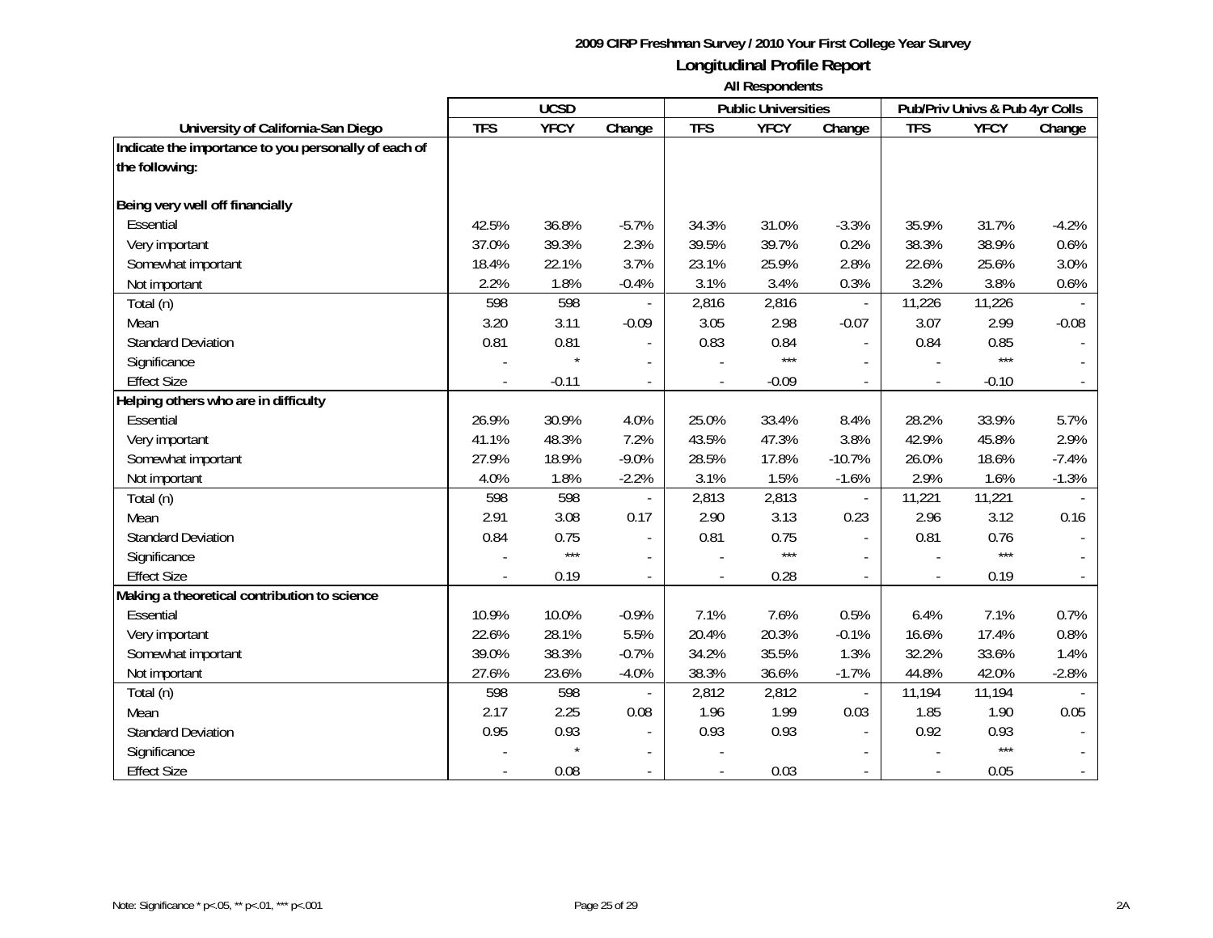**2009 CIRP Freshman Survey / 2010 Your First College Year Survey**

**Longitudinal Profile Report**

**All Respondents**

| University of California-San Diego | UCSD | | | Public Universities | | | Pub/Priv Univs & Pub 4yr Colls | | |
|---|---|---|---|---|---|---|---|---|---|
| | TFS | YFCY | Change | TFS | YFCY | Change | TFS | YFCY | Change |
| **Indicate the importance to you personally of each of the following:** | | | | | | | | | |
| **Being very well off financially** | | | | | | | | | |
| Essential | 42.5% | 36.8% | -5.7% | 34.3% | 31.0% | -3.3% | 35.9% | 31.7% | -4.2% |
| Very important | 37.0% | 39.3% | 2.3% | 39.5% | 39.7% | 0.2% | 38.3% | 38.9% | 0.6% |
| Somewhat important | 18.4% | 22.1% | 3.7% | 23.1% | 25.9% | 2.8% | 22.6% | 25.6% | 3.0% |
| Not important | 2.2% | 1.8% | -0.4% | 3.1% | 3.4% | 0.3% | 3.2% | 3.8% | 0.6% |
| Total (n) | 598 | 598 | - | 2,816 | 2,816 | - | 11,226 | 11,226 | - |
| Mean | 3.20 | 3.11 | -0.09 | 3.05 | 2.98 | -0.07 | 3.07 | 2.99 | -0.08 |
| Standard Deviation | 0.81 | 0.81 | - | 0.83 | 0.84 | - | 0.84 | 0.85 | - |
| Significance | - | * | - | - | *** | - | - | *** | - |
| Effect Size | - | -0.11 | - | - | -0.09 | - | - | -0.10 | - |
| **Helping others who are in difficulty** | | | | | | | | | |
| Essential | 26.9% | 30.9% | 4.0% | 25.0% | 33.4% | 8.4% | 28.2% | 33.9% | 5.7% |
| Very important | 41.1% | 48.3% | 7.2% | 43.5% | 47.3% | 3.8% | 42.9% | 45.8% | 2.9% |
| Somewhat important | 27.9% | 18.9% | -9.0% | 28.5% | 17.8% | -10.7% | 26.0% | 18.6% | -7.4% |
| Not important | 4.0% | 1.8% | -2.2% | 3.1% | 1.5% | -1.6% | 2.9% | 1.6% | -1.3% |
| Total (n) | 598 | 598 | - | 2,813 | 2,813 | - | 11,221 | 11,221 | - |
| Mean | 2.91 | 3.08 | 0.17 | 2.90 | 3.13 | 0.23 | 2.96 | 3.12 | 0.16 |
| Standard Deviation | 0.84 | 0.75 | - | 0.81 | 0.75 | - | 0.81 | 0.76 | - |
| Significance | - | *** | - | - | *** | - | - | *** | - |
| Effect Size | - | 0.19 | - | - | 0.28 | - | - | 0.19 | - |
| **Making a theoretical contribution to science** | | | | | | | | | |
| Essential | 10.9% | 10.0% | -0.9% | 7.1% | 7.6% | 0.5% | 6.4% | 7.1% | 0.7% |
| Very important | 22.6% | 28.1% | 5.5% | 20.4% | 20.3% | -0.1% | 16.6% | 17.4% | 0.8% |
| Somewhat important | 39.0% | 38.3% | -0.7% | 34.2% | 35.5% | 1.3% | 32.2% | 33.6% | 1.4% |
| Not important | 27.6% | 23.6% | -4.0% | 38.3% | 36.6% | -1.7% | 44.8% | 42.0% | -2.8% |
| Total (n) | 598 | 598 | - | 2,812 | 2,812 | - | 11,194 | 11,194 | - |
| Mean | 2.17 | 2.25 | 0.08 | 1.96 | 1.99 | 0.03 | 1.85 | 1.90 | 0.05 |
| Standard Deviation | 0.95 | 0.93 | - | 0.93 | 0.93 | - | 0.92 | 0.93 | - |
| Significance | - | * | - | - | | - | - | *** | - |
| Effect Size | - | 0.08 | - | - | 0.03 | - | - | 0.05 | - |

Note: Significance * p<.05, ** p<.01, *** p<.001

2A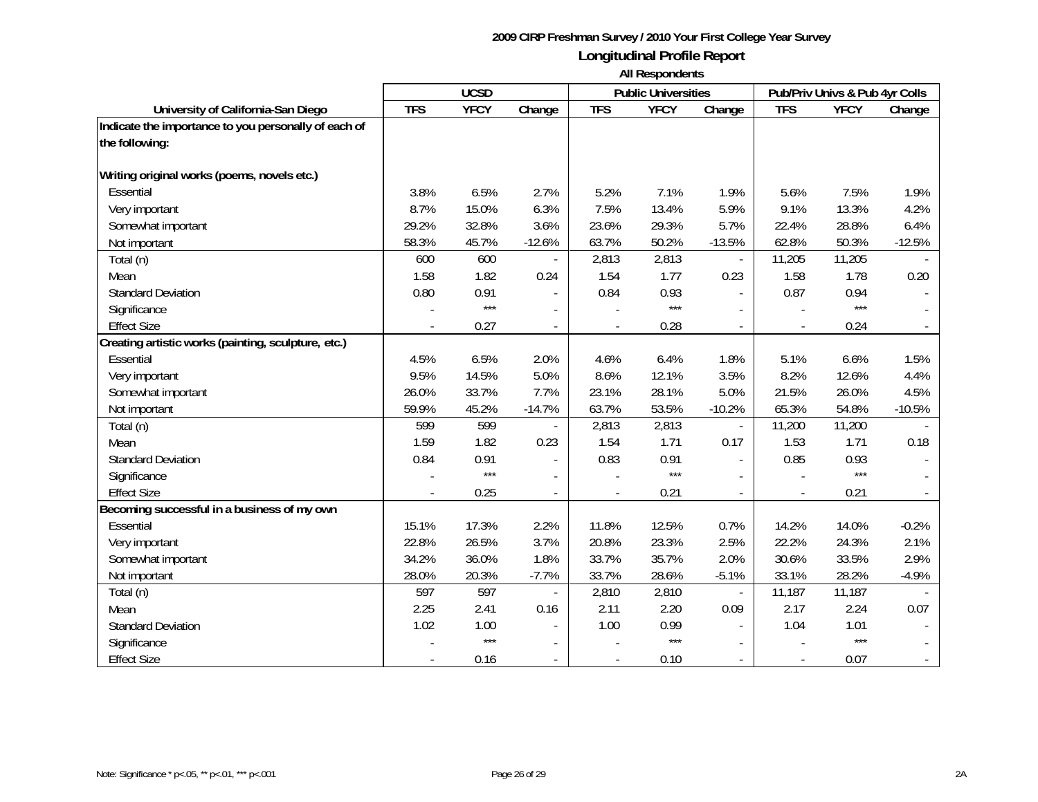**2009 CIRP Freshman Survey / 2010 Your First College Year Survey**

## Longitudinal Profile Report

**All Respondents**

| | UCSD | | | Public Universities | | | Pub/Priv Univs & Pub 4yr Colls | | |
|---|---|---|---|---|---|---|---|---|---|
| **University of California-San Diego** | **TFS** | **YFCY** | **Change** | **TFS** | **YFCY** | **Change** | **TFS** | **YFCY** | **Change** |
| **Indicate the importance to you personally of each of the following:** | | | | | | | | | |
| **Writing original works (poems, novels etc.)** | | | | | | | | | |
| Essential | 3.8% | 6.5% | 2.7% | 5.2% | 7.1% | 1.9% | 5.6% | 7.5% | 1.9% |
| Very important | 8.7% | 15.0% | 6.3% | 7.5% | 13.4% | 5.9% | 9.1% | 13.3% | 4.2% |
| Somewhat important | 29.2% | 32.8% | 3.6% | 23.6% | 29.3% | 5.7% | 22.4% | 28.8% | 6.4% |
| Not important | 58.3% | 45.7% | -12.6% | 63.7% | 50.2% | -13.5% | 62.8% | 50.3% | -12.5% |
| Total (n) | 600 | 600 | - | 2,813 | 2,813 | - | 11,205 | 11,205 | - |
| Mean | 1.58 | 1.82 | 0.24 | 1.54 | 1.77 | 0.23 | 1.58 | 1.78 | 0.20 |
| Standard Deviation | 0.80 | 0.91 | - | 0.84 | 0.93 | - | 0.87 | 0.94 | - |
| Significance | - | *** | - | - | *** | - | - | *** | - |
| Effect Size | - | 0.27 | - | - | 0.28 | - | - | 0.24 | - |
| **Creating artistic works (painting, sculpture, etc.)** | | | | | | | | | |
| Essential | 4.5% | 6.5% | 2.0% | 4.6% | 6.4% | 1.8% | 5.1% | 6.6% | 1.5% |
| Very important | 9.5% | 14.5% | 5.0% | 8.6% | 12.1% | 3.5% | 8.2% | 12.6% | 4.4% |
| Somewhat important | 26.0% | 33.7% | 7.7% | 23.1% | 28.1% | 5.0% | 21.5% | 26.0% | 4.5% |
| Not important | 59.9% | 45.2% | -14.7% | 63.7% | 53.5% | -10.2% | 65.3% | 54.8% | -10.5% |
| Total (n) | 599 | 599 | - | 2,813 | 2,813 | - | 11,200 | 11,200 | - |
| Mean | 1.59 | 1.82 | 0.23 | 1.54 | 1.71 | 0.17 | 1.53 | 1.71 | 0.18 |
| Standard Deviation | 0.84 | 0.91 | - | 0.83 | 0.91 | - | 0.85 | 0.93 | - |
| Significance | - | *** | - | - | *** | - | - | *** | - |
| Effect Size | - | 0.25 | - | - | 0.21 | - | - | 0.21 | - |
| **Becoming successful in a business of my own** | | | | | | | | | |
| Essential | 15.1% | 17.3% | 2.2% | 11.8% | 12.5% | 0.7% | 14.2% | 14.0% | -0.2% |
| Very important | 22.8% | 26.5% | 3.7% | 20.8% | 23.3% | 2.5% | 22.2% | 24.3% | 2.1% |
| Somewhat important | 34.2% | 36.0% | 1.8% | 33.7% | 35.7% | 2.0% | 30.6% | 33.5% | 2.9% |
| Not important | 28.0% | 20.3% | -7.7% | 33.7% | 28.6% | -5.1% | 33.1% | 28.2% | -4.9% |
| Total (n) | 597 | 597 | - | 2,810 | 2,810 | - | 11,187 | 11,187 | - |
| Mean | 2.25 | 2.41 | 0.16 | 2.11 | 2.20 | 0.09 | 2.17 | 2.24 | 0.07 |
| Standard Deviation | 1.02 | 1.00 | - | 1.00 | 0.99 | - | 1.04 | 1.01 | - |
| Significance | - | *** | - | - | *** | - | - | *** | - |
| Effect Size | - | 0.16 | - | - | 0.10 | - | - | 0.07 | - |

Note: Significance * p<.05, ** p<.01, *** p<.001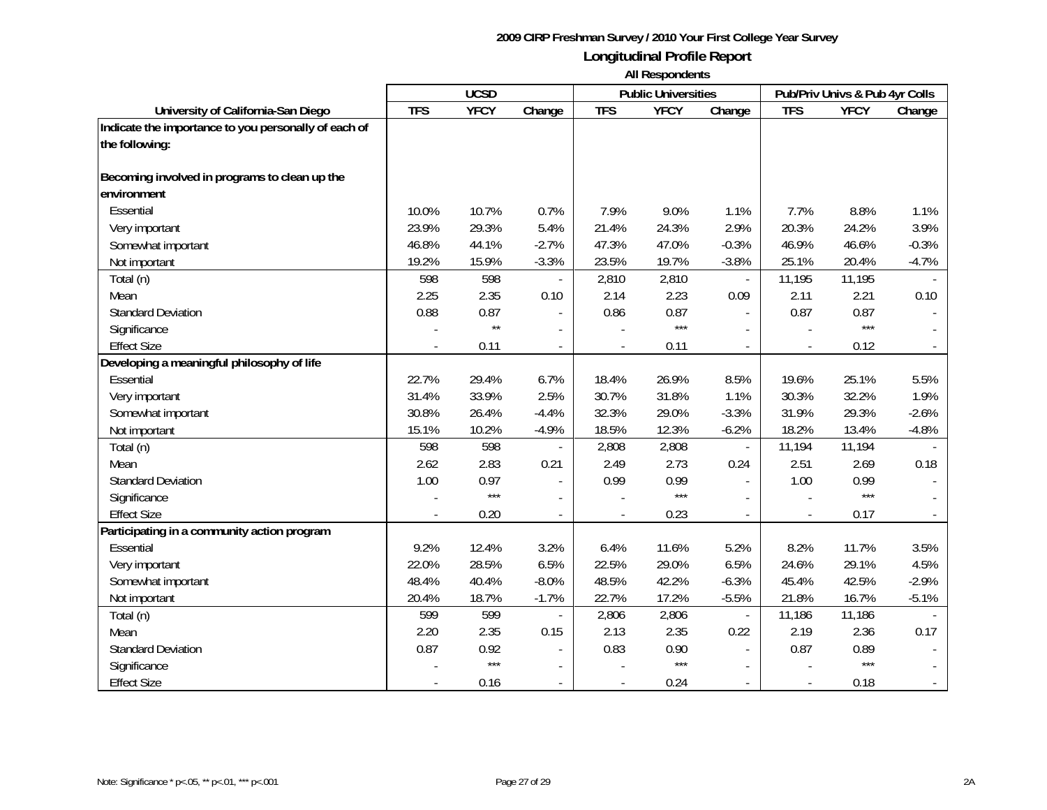**2009 CIRP Freshman Survey / 2010 Your First College Year Survey**

**Longitudinal Profile Report**

**All Respondents**

| | UCSD | | | Public Universities | | | Pub/Priv Univs & Pub 4yr Colls | | |
|---|---|---|---|---|---|---|---|---|---|
| **University of California-San Diego** | **TFS** | **YFCY** | **Change** | **TFS** | **YFCY** | **Change** | **TFS** | **YFCY** | **Change** |
| **Indicate the importance to you personally of each of the following:** | | | | | | | | | |
| **Becoming involved in programs to clean up the environment** | | | | | | | | | |
| Essential | 10.0% | 10.7% | 0.7% | 7.9% | 9.0% | 1.1% | 7.7% | 8.8% | 1.1% |
| Very important | 23.9% | 29.3% | 5.4% | 21.4% | 24.3% | 2.9% | 20.3% | 24.2% | 3.9% |
| Somewhat important | 46.8% | 44.1% | -2.7% | 47.3% | 47.0% | -0.3% | 46.9% | 46.6% | -0.3% |
| Not important | 19.2% | 15.9% | -3.3% | 23.5% | 19.7% | -3.8% | 25.1% | 20.4% | -4.7% |
| Total (n) | 598 | 598 | - | 2,810 | 2,810 | - | 11,195 | 11,195 | - |
| Mean | 2.25 | 2.35 | 0.10 | 2.14 | 2.23 | 0.09 | 2.11 | 2.21 | 0.10 |
| Standard Deviation | 0.88 | 0.87 | - | 0.86 | 0.87 | - | 0.87 | 0.87 | - |
| Significance | - | ** | - | - | *** | - | - | *** | - |
| Effect Size | - | 0.11 | - | - | 0.11 | - | - | 0.12 | - |
| **Developing a meaningful philosophy of life** | | | | | | | | | |
| Essential | 22.7% | 29.4% | 6.7% | 18.4% | 26.9% | 8.5% | 19.6% | 25.1% | 5.5% |
| Very important | 31.4% | 33.9% | 2.5% | 30.7% | 31.8% | 1.1% | 30.3% | 32.2% | 1.9% |
| Somewhat important | 30.8% | 26.4% | -4.4% | 32.3% | 29.0% | -3.3% | 31.9% | 29.3% | -2.6% |
| Not important | 15.1% | 10.2% | -4.9% | 18.5% | 12.3% | -6.2% | 18.2% | 13.4% | -4.8% |
| Total (n) | 598 | 598 | - | 2,808 | 2,808 | - | 11,194 | 11,194 | - |
| Mean | 2.62 | 2.83 | 0.21 | 2.49 | 2.73 | 0.24 | 2.51 | 2.69 | 0.18 |
| Standard Deviation | 1.00 | 0.97 | - | 0.99 | 0.99 | - | 1.00 | 0.99 | - |
| Significance | - | *** | - | - | *** | - | - | *** | - |
| Effect Size | - | 0.20 | - | - | 0.23 | - | - | 0.17 | - |
| **Participating in a community action program** | | | | | | | | | |
| Essential | 9.2% | 12.4% | 3.2% | 6.4% | 11.6% | 5.2% | 8.2% | 11.7% | 3.5% |
| Very important | 22.0% | 28.5% | 6.5% | 22.5% | 29.0% | 6.5% | 24.6% | 29.1% | 4.5% |
| Somewhat important | 48.4% | 40.4% | -8.0% | 48.5% | 42.2% | -6.3% | 45.4% | 42.5% | -2.9% |
| Not important | 20.4% | 18.7% | -1.7% | 22.7% | 17.2% | -5.5% | 21.8% | 16.7% | -5.1% |
| Total (n) | 599 | 599 | - | 2,806 | 2,806 | - | 11,186 | 11,186 | - |
| Mean | 2.20 | 2.35 | 0.15 | 2.13 | 2.35 | 0.22 | 2.19 | 2.36 | 0.17 |
| Standard Deviation | 0.87 | 0.92 | - | 0.83 | 0.90 | - | 0.87 | 0.89 | - |
| Significance | - | *** | - | - | *** | - | - | *** | - |
| Effect Size | - | 0.16 | - | - | 0.24 | - | - | 0.18 | - |

Note: Significance * p<.05, ** p<.01, *** p<.001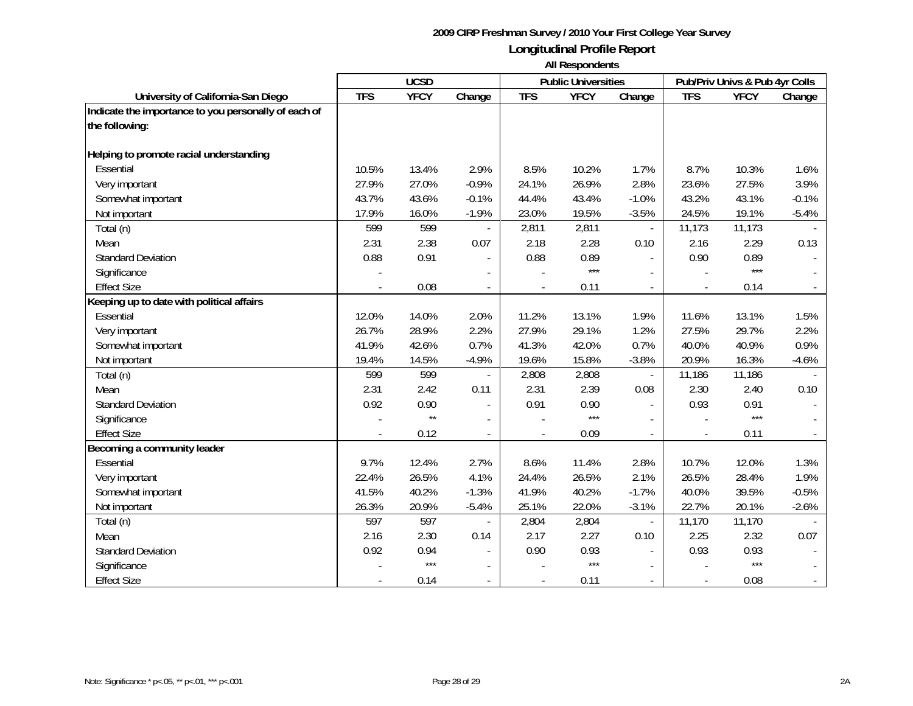**2009 CIRP Freshman Survey / 2010 Your First College Year Survey**

## Longitudinal Profile Report

**All Respondents**

| | UCSD | | | Public Universities | | | Pub/Priv Univs & Pub 4yr Colls | | |
|---|---|---|---|---|---|---|---|---|---|
| **University of California-San Diego** | **TFS** | **YFCY** | **Change** | **TFS** | **YFCY** | **Change** | **TFS** | **YFCY** | **Change** |
| **Indicate the importance to you personally of each of the following:** | | | | | | | | | |
| **Helping to promote racial understanding** | | | | | | | | | |
| Essential | 10.5% | 13.4% | 2.9% | 8.5% | 10.2% | 1.7% | 8.7% | 10.3% | 1.6% |
| Very important | 27.9% | 27.0% | -0.9% | 24.1% | 26.9% | 2.8% | 23.6% | 27.5% | 3.9% |
| Somewhat important | 43.7% | 43.6% | -0.1% | 44.4% | 43.4% | -1.0% | 43.2% | 43.1% | -0.1% |
| Not important | 17.9% | 16.0% | -1.9% | 23.0% | 19.5% | -3.5% | 24.5% | 19.1% | -5.4% |
| Total (n) | 599 | 599 | - | 2,811 | 2,811 | - | 11,173 | 11,173 | - |
| Mean | 2.31 | 2.38 | 0.07 | 2.18 | 2.28 | 0.10 | 2.16 | 2.29 | 0.13 |
| Standard Deviation | 0.88 | 0.91 | - | 0.88 | 0.89 | - | 0.90 | 0.89 | - |
| Significance | - | | - | - | *** | - | - | *** | - |
| Effect Size | - | 0.08 | - | - | 0.11 | - | - | 0.14 | - |
| **Keeping up to date with political affairs** | | | | | | | | | |
| Essential | 12.0% | 14.0% | 2.0% | 11.2% | 13.1% | 1.9% | 11.6% | 13.1% | 1.5% |
| Very important | 26.7% | 28.9% | 2.2% | 27.9% | 29.1% | 1.2% | 27.5% | 29.7% | 2.2% |
| Somewhat important | 41.9% | 42.6% | 0.7% | 41.3% | 42.0% | 0.7% | 40.0% | 40.9% | 0.9% |
| Not important | 19.4% | 14.5% | -4.9% | 19.6% | 15.8% | -3.8% | 20.9% | 16.3% | -4.6% |
| Total (n) | 599 | 599 | - | 2,808 | 2,808 | - | 11,186 | 11,186 | - |
| Mean | 2.31 | 2.42 | 0.11 | 2.31 | 2.39 | 0.08 | 2.30 | 2.40 | 0.10 |
| Standard Deviation | 0.92 | 0.90 | - | 0.91 | 0.90 | - | 0.93 | 0.91 | - |
| Significance | - | ** | - | - | *** | - | - | *** | - |
| Effect Size | - | 0.12 | - | - | 0.09 | - | - | 0.11 | - |
| **Becoming a community leader** | | | | | | | | | |
| Essential | 9.7% | 12.4% | 2.7% | 8.6% | 11.4% | 2.8% | 10.7% | 12.0% | 1.3% |
| Very important | 22.4% | 26.5% | 4.1% | 24.4% | 26.5% | 2.1% | 26.5% | 28.4% | 1.9% |
| Somewhat important | 41.5% | 40.2% | -1.3% | 41.9% | 40.2% | -1.7% | 40.0% | 39.5% | -0.5% |
| Not important | 26.3% | 20.9% | -5.4% | 25.1% | 22.0% | -3.1% | 22.7% | 20.1% | -2.6% |
| Total (n) | 597 | 597 | - | 2,804 | 2,804 | - | 11,170 | 11,170 | - |
| Mean | 2.16 | 2.30 | 0.14 | 2.17 | 2.27 | 0.10 | 2.25 | 2.32 | 0.07 |
| Standard Deviation | 0.92 | 0.94 | - | 0.90 | 0.93 | - | 0.93 | 0.93 | - |
| Significance | - | *** | - | - | *** | - | - | *** | - |
| Effect Size | - | 0.14 | - | - | 0.11 | - | - | 0.08 | - |

Note: Significance * p<.05, ** p<.01, *** p<.001

2A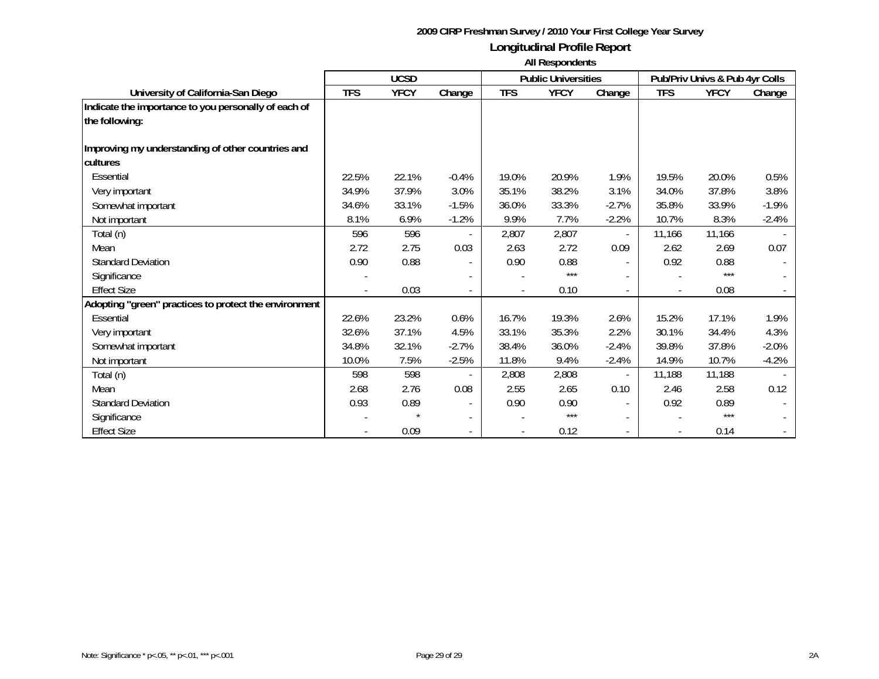**2009 CIRP Freshman Survey / 2010 Your First College Year Survey**

**Longitudinal Profile Report**

**All Respondents**

| | UCSD | | | Public Universities | | | Pub/Priv Univs & Pub 4yr Colls | | |
|---|---|---|---|---|---|---|---|---|---|
| **University of California-San Diego** | **TFS** | **YFCY** | **Change** | **TFS** | **YFCY** | **Change** | **TFS** | **YFCY** | **Change** |
| **Indicate the importance to you personally of each of the following:** | | | | | | | | | |
| **Improving my understanding of other countries and cultures** | | | | | | | | | |
| Essential | 22.5% | 22.1% | -0.4% | 19.0% | 20.9% | 1.9% | 19.5% | 20.0% | 0.5% |
| Very important | 34.9% | 37.9% | 3.0% | 35.1% | 38.2% | 3.1% | 34.0% | 37.8% | 3.8% |
| Somewhat important | 34.6% | 33.1% | -1.5% | 36.0% | 33.3% | -2.7% | 35.8% | 33.9% | -1.9% |
| Not important | 8.1% | 6.9% | -1.2% | 9.9% | 7.7% | -2.2% | 10.7% | 8.3% | -2.4% |
| Total (n) | 596 | 596 | - | 2,807 | 2,807 | - | 11,166 | 11,166 | - |
| Mean | 2.72 | 2.75 | 0.03 | 2.63 | 2.72 | 0.09 | 2.62 | 2.69 | 0.07 |
| Standard Deviation | 0.90 | 0.88 | - | 0.90 | 0.88 | - | 0.92 | 0.88 | - |
| Significance | - | | - | - | *** | - | - | *** | - |
| Effect Size | - | 0.03 | - | - | 0.10 | - | - | 0.08 | - |
| **Adopting "green" practices to protect the environment** | | | | | | | | | |
| Essential | 22.6% | 23.2% | 0.6% | 16.7% | 19.3% | 2.6% | 15.2% | 17.1% | 1.9% |
| Very important | 32.6% | 37.1% | 4.5% | 33.1% | 35.3% | 2.2% | 30.1% | 34.4% | 4.3% |
| Somewhat important | 34.8% | 32.1% | -2.7% | 38.4% | 36.0% | -2.4% | 39.8% | 37.8% | -2.0% |
| Not important | 10.0% | 7.5% | -2.5% | 11.8% | 9.4% | -2.4% | 14.9% | 10.7% | -4.2% |
| Total (n) | 598 | 598 | - | 2,808 | 2,808 | - | 11,188 | 11,188 | - |
| Mean | 2.68 | 2.76 | 0.08 | 2.55 | 2.65 | 0.10 | 2.46 | 2.58 | 0.12 |
| Standard Deviation | 0.93 | 0.89 | - | 0.90 | 0.90 | - | 0.92 | 0.89 | - |
| Significance | - | * | - | - | *** | - | - | *** | - |
| Effect Size | - | 0.09 | - | - | 0.12 | - | - | 0.14 | - |

Note: Significance * p<.05, ** p<.01, *** p<.001

2A